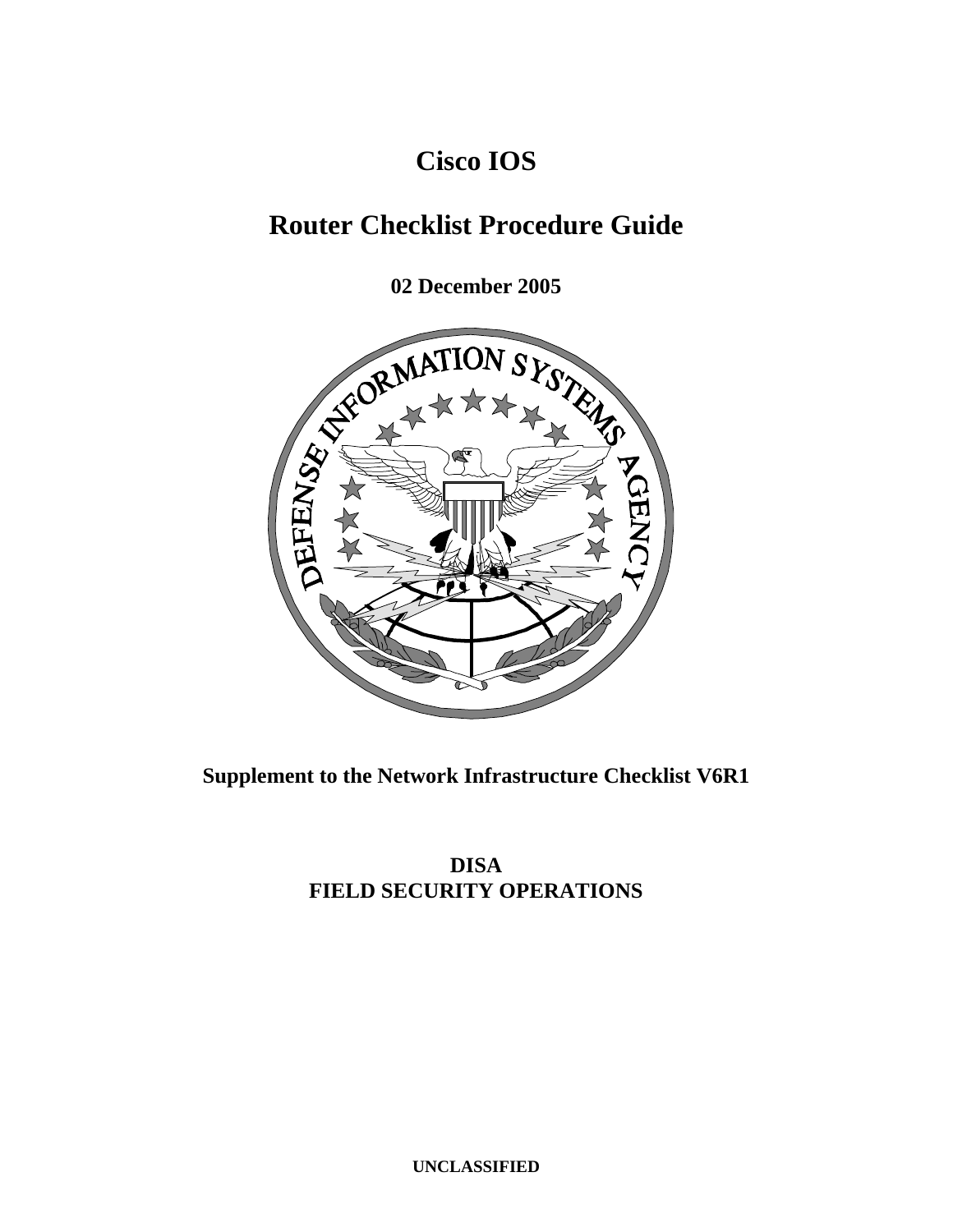# Cisco IOS

# Router Checklist Procedure Guide

**02 December 2005**

**Supplement to the Network Infrastructure Checklist V6R1**

**DISA**
**FIELD SECURITY OPERATIONS**

**UNCLASSIFIED**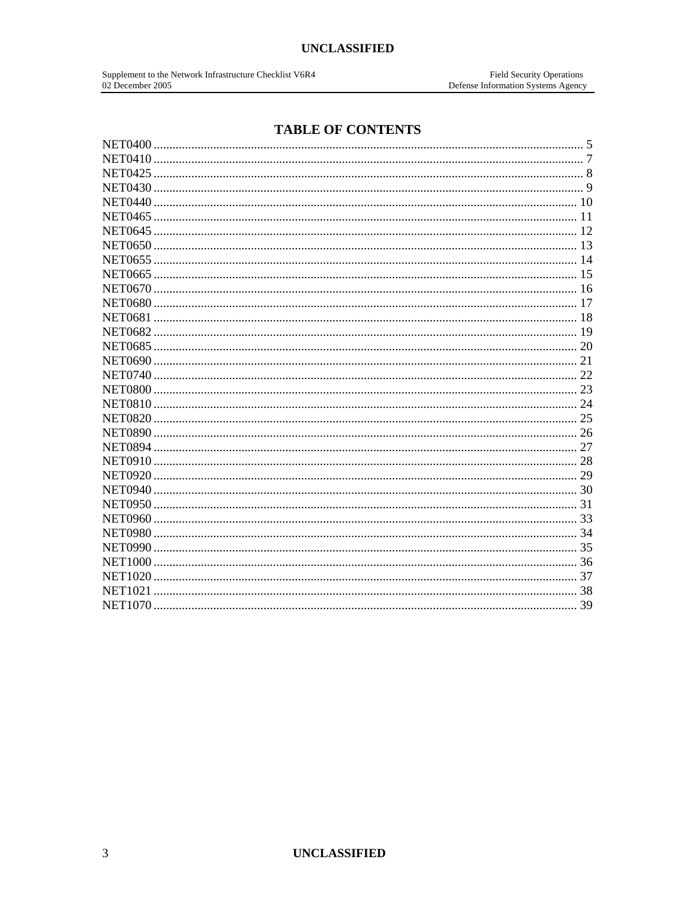# TABLE OF CONTENTS

NET0400 ........ 5
NET0410 ........ 7
NET0425 ........ 8
NET0430 ........ 9
NET0440 ........ 10
NET0465 ........ 11
NET0645 ........ 12
NET0650 ........ 13
NET0655 ........ 14
NET0665 ........ 15
NET0670 ........ 16
NET0680 ........ 17
NET0681 ........ 18
NET0682 ........ 19
NET0685 ........ 20
NET0690 ........ 21
NET0740 ........ 22
NET0800 ........ 23
NET0810 ........ 24
NET0820 ........ 25
NET0890 ........ 26
NET0894 ........ 27
NET0910 ........ 28
NET0920 ........ 29
NET0940 ........ 30
NET0950 ........ 31
NET0960 ........ 33
NET0980 ........ 34
NET0990 ........ 35
NET1000 ........ 36
NET1020 ........ 37
NET1021 ........ 38
NET1070 ........ 39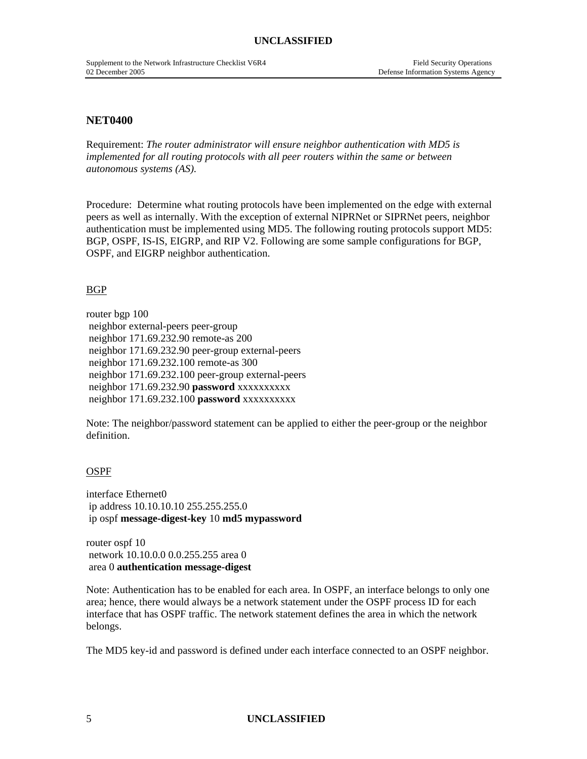## NET0400

Requirement: *The router administrator will ensure neighbor authentication with MD5 is implemented for all routing protocols with all peer routers within the same or between autonomous systems (AS).*

Procedure: Determine what routing protocols have been implemented on the edge with external peers as well as internally. With the exception of external NIPRNet or SIPRNet peers, neighbor authentication must be implemented using MD5. The following routing protocols support MD5: BGP, OSPF, IS-IS, EIGRP, and RIP V2. Following are some sample configurations for BGP, OSPF, and EIGRP neighbor authentication.

BGP

```
router bgp 100
 neighbor external-peers peer-group
 neighbor 171.69.232.90 remote-as 200
 neighbor 171.69.232.90 peer-group external-peers
 neighbor 171.69.232.100 remote-as 300
 neighbor 171.69.232.100 peer-group external-peers
 neighbor 171.69.232.90 password xxxxxxxxxx
 neighbor 171.69.232.100 password xxxxxxxxxx
```

Note: The neighbor/password statement can be applied to either the peer-group or the neighbor definition.

OSPF

```
interface Ethernet0
 ip address 10.10.10.10 255.255.255.0
 ip ospf message-digest-key 10 md5 mypassword

router ospf 10
 network 10.10.0.0 0.0.255.255 area 0
 area 0 authentication message-digest
```

Note: Authentication has to be enabled for each area. In OSPF, an interface belongs to only one area; hence, there would always be a network statement under the OSPF process ID for each interface that has OSPF traffic. The network statement defines the area in which the network belongs.

The MD5 key-id and password is defined under each interface connected to an OSPF neighbor.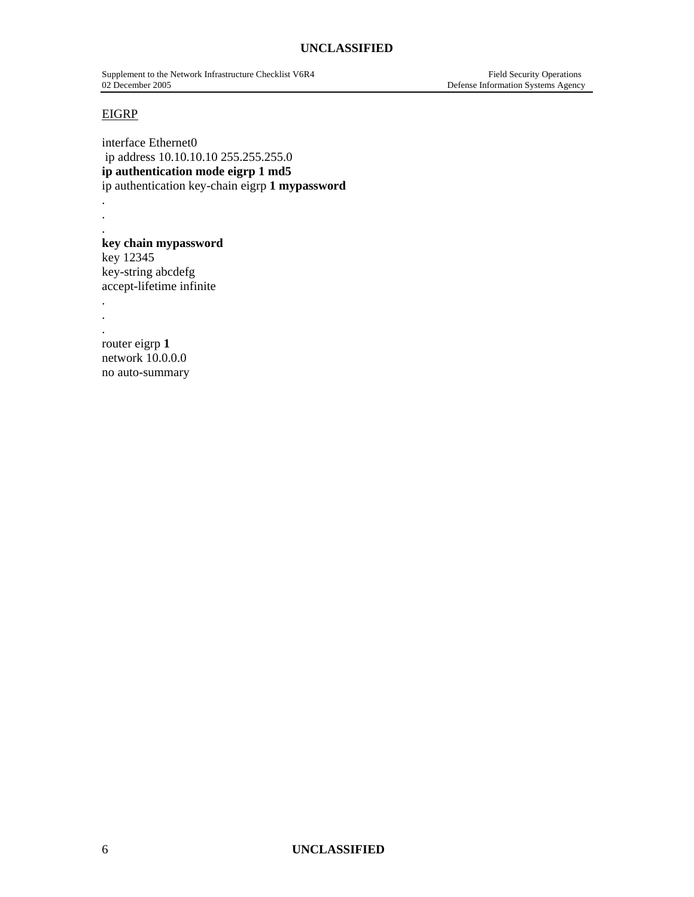<u>EIGRP</u>

interface Ethernet0
 ip address 10.10.10.10 255.255.255.0
**ip authentication mode eigrp 1 md5**
ip authentication key-chain eigrp **1 mypassword**
.
.
.
**key chain mypassword**
key 12345
key-string abcdefg
accept-lifetime infinite
.
.
.
router eigrp **1**
network 10.0.0.0
no auto-summary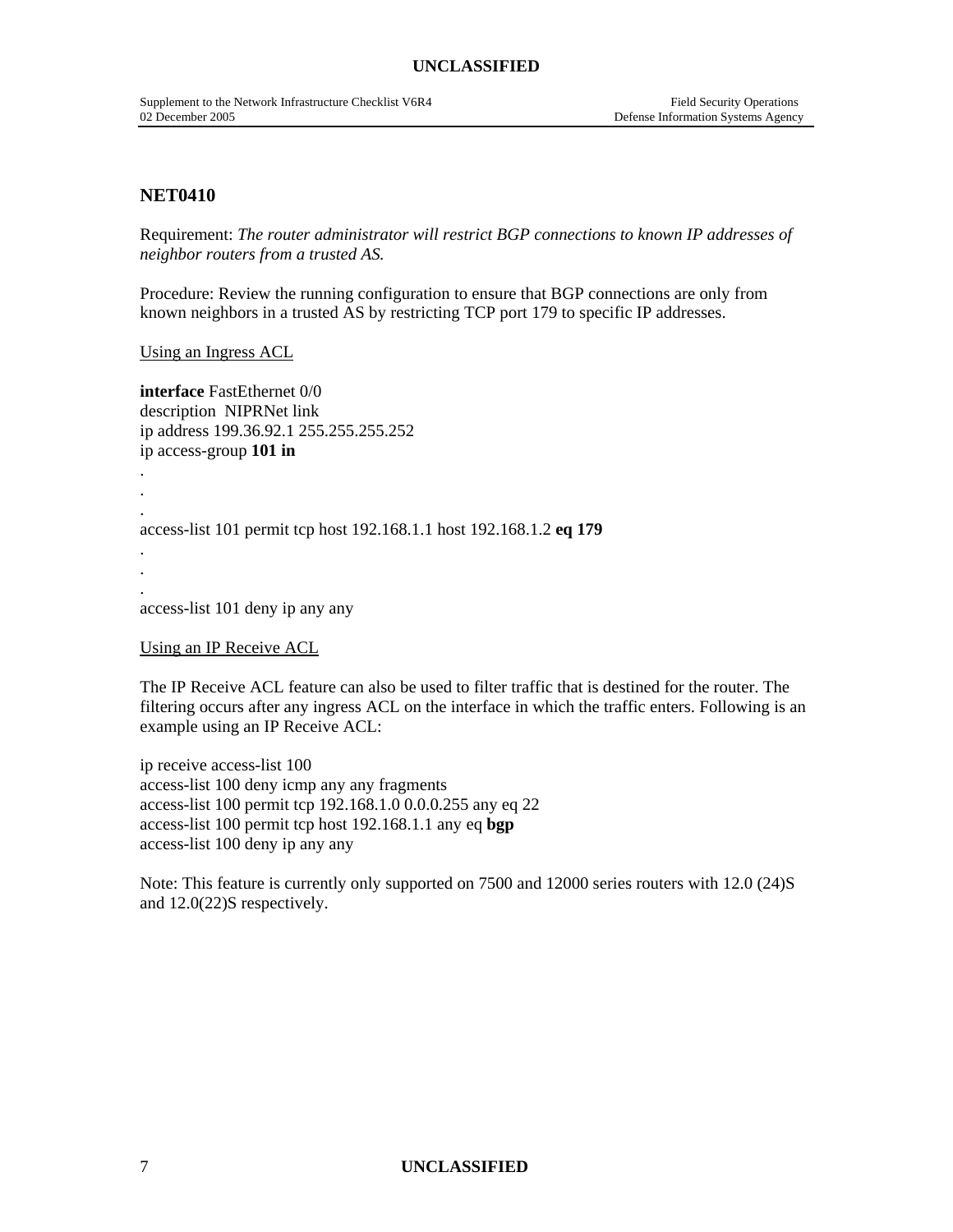## NET0410

Requirement: *The router administrator will restrict BGP connections to known IP addresses of neighbor routers from a trusted AS.*

Procedure: Review the running configuration to ensure that BGP connections are only from known neighbors in a trusted AS by restricting TCP port 179 to specific IP addresses.

Using an Ingress ACL

```
interface FastEthernet 0/0
description  NIPRNet link
ip address 199.36.92.1 255.255.255.252
ip access-group 101 in
.
.
.
access-list 101 permit tcp host 192.168.1.1 host 192.168.1.2 eq 179
.
.
.
access-list 101 deny ip any any
```

Using an IP Receive ACL

The IP Receive ACL feature can also be used to filter traffic that is destined for the router. The filtering occurs after any ingress ACL on the interface in which the traffic enters. Following is an example using an IP Receive ACL:

```
ip receive access-list 100
access-list 100 deny icmp any any fragments
access-list 100 permit tcp 192.168.1.0 0.0.0.255 any eq 22
access-list 100 permit tcp host 192.168.1.1 any eq bgp
access-list 100 deny ip any any
```

Note: This feature is currently only supported on 7500 and 12000 series routers with 12.0 (24)S and 12.0(22)S respectively.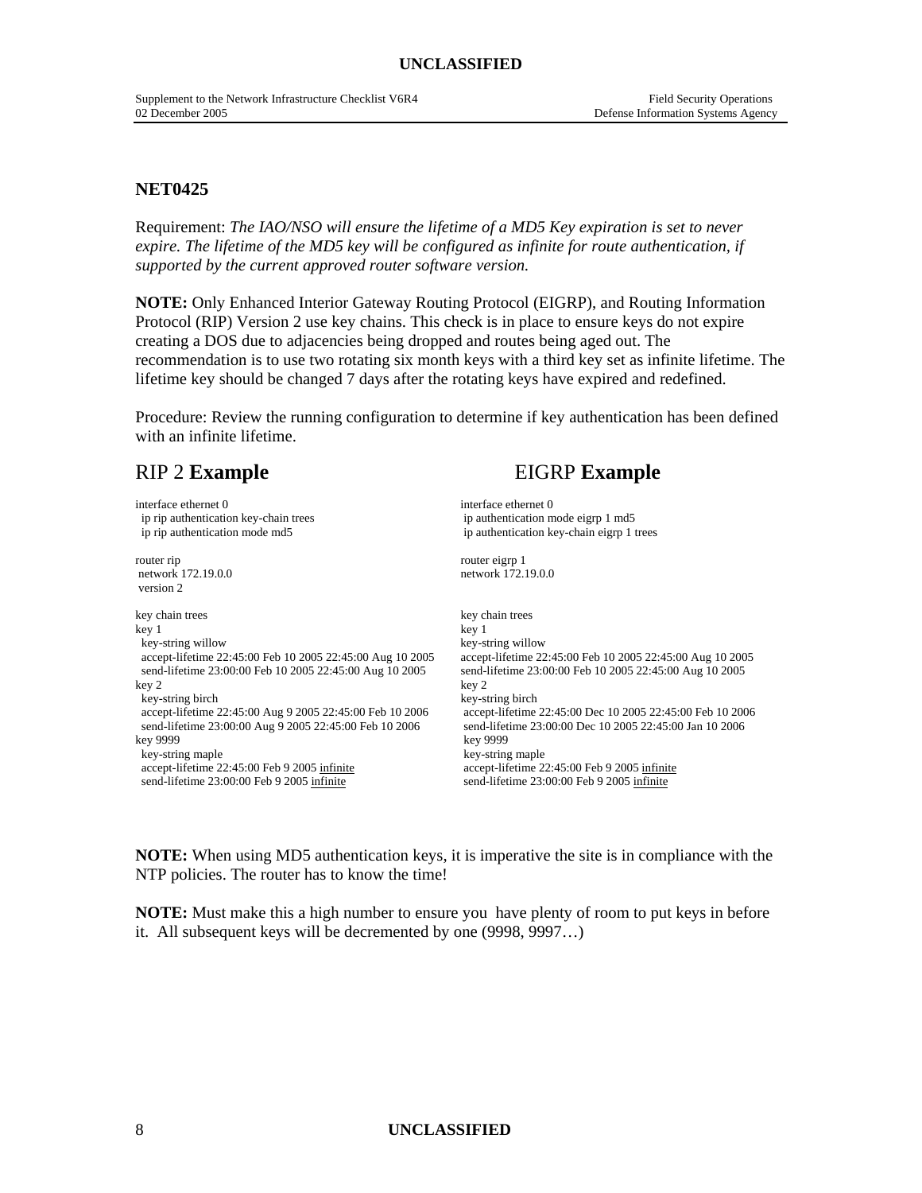## NET0425

Requirement: *The IAO/NSO will ensure the lifetime of a MD5 Key expiration is set to never expire. The lifetime of the MD5 key will be configured as infinite for route authentication, if supported by the current approved router software version.*

**NOTE:** Only Enhanced Interior Gateway Routing Protocol (EIGRP), and Routing Information Protocol (RIP) Version 2 use key chains. This check is in place to ensure keys do not expire creating a DOS due to adjacencies being dropped and routes being aged out. The recommendation is to use two rotating six month keys with a third key set as infinite lifetime. The lifetime key should be changed 7 days after the rotating keys have expired and redefined.

Procedure: Review the running configuration to determine if key authentication has been defined with an infinite lifetime.

### RIP 2 **Example**

```
interface ethernet 0
  ip rip authentication key-chain trees
  ip rip authentication mode md5

router rip
 network 172.19.0.0
 version 2

key chain trees
key 1
  key-string willow
  accept-lifetime 22:45:00 Feb 10 2005 22:45:00 Aug 10 2005
  send-lifetime 23:00:00 Feb 10 2005 22:45:00 Aug 10 2005
key 2
  key-string birch
  accept-lifetime 22:45:00 Aug 9 2005 22:45:00 Feb 10 2006
  send-lifetime 23:00:00 Aug 9 2005 22:45:00 Feb 10 2006
key 9999
  key-string maple
  accept-lifetime 22:45:00 Feb 9 2005 infinite
  send-lifetime 23:00:00 Feb 9 2005 infinite
```

### EIGRP **Example**

```
interface ethernet 0
 ip authentication mode eigrp 1 md5
 ip authentication key-chain eigrp 1 trees

router eigrp 1
network 172.19.0.0

key chain trees
key 1
key-string willow
accept-lifetime 22:45:00 Feb 10 2005 22:45:00 Aug 10 2005
send-lifetime 23:00:00 Feb 10 2005 22:45:00 Aug 10 2005
key 2
key-string birch
 accept-lifetime 22:45:00 Dec 10 2005 22:45:00 Feb 10 2006
 send-lifetime 23:00:00 Dec 10 2005 22:45:00 Jan 10 2006
 key 9999
 key-string maple
 accept-lifetime 22:45:00 Feb 9 2005 infinite
 send-lifetime 23:00:00 Feb 9 2005 infinite
```

**NOTE:** When using MD5 authentication keys, it is imperative the site is in compliance with the NTP policies. The router has to know the time!

**NOTE:** Must make this a high number to ensure you have plenty of room to put keys in before it. All subsequent keys will be decremented by one (9998, 9997…)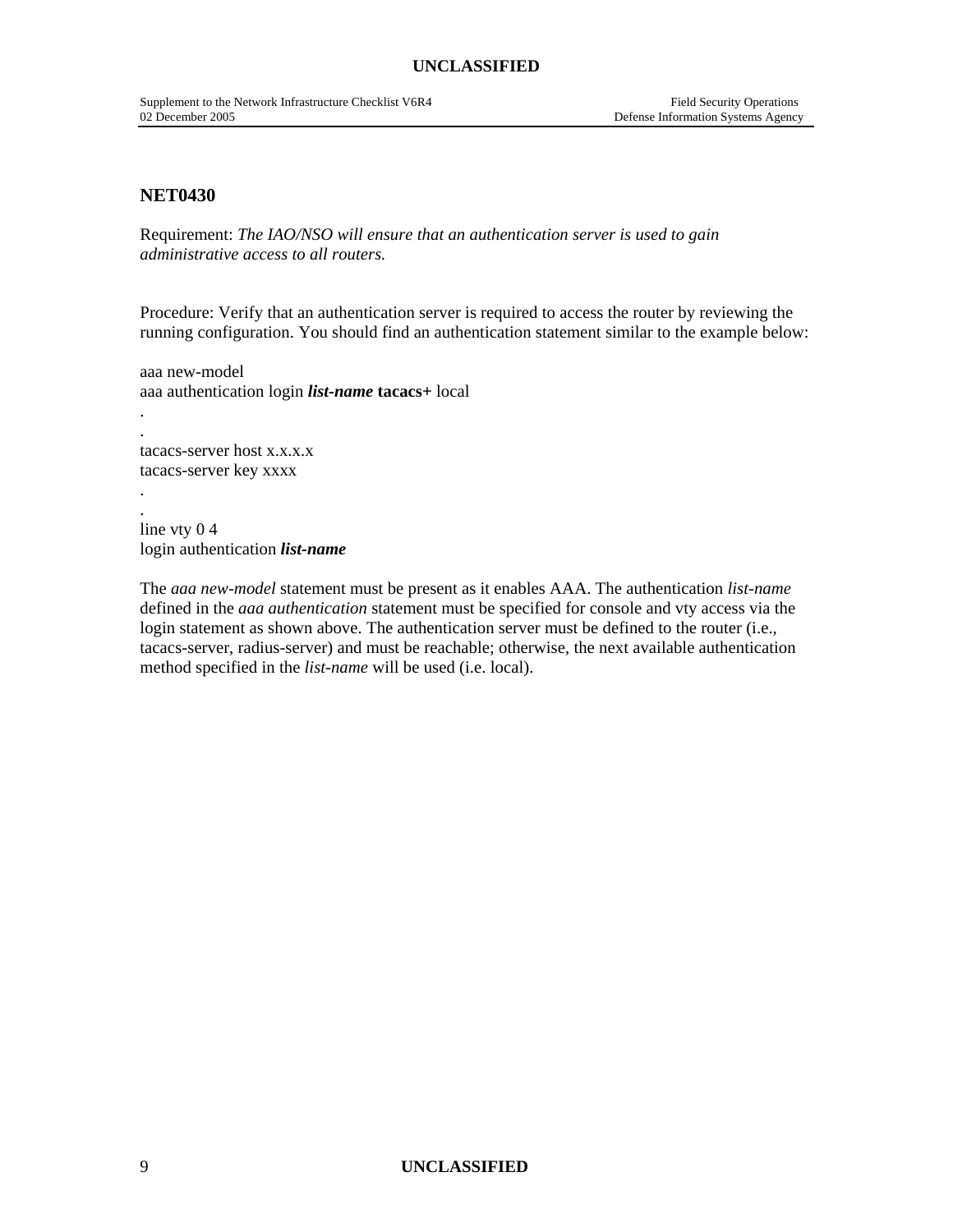## NET0430

Requirement: *The IAO/NSO will ensure that an authentication server is used to gain administrative access to all routers.*

Procedure: Verify that an authentication server is required to access the router by reviewing the running configuration. You should find an authentication statement similar to the example below:

aaa new-model
aaa authentication login ***list-name*** **tacacs+** local
.
.
tacacs-server host x.x.x.x
tacacs-server key xxxx
.
.
line vty 0 4
login authentication ***list-name***

The *aaa new-model* statement must be present as it enables AAA. The authentication *list-name* defined in the *aaa authentication* statement must be specified for console and vty access via the login statement as shown above. The authentication server must be defined to the router (i.e., tacacs-server, radius-server) and must be reachable; otherwise, the next available authentication method specified in the *list-name* will be used (i.e. local).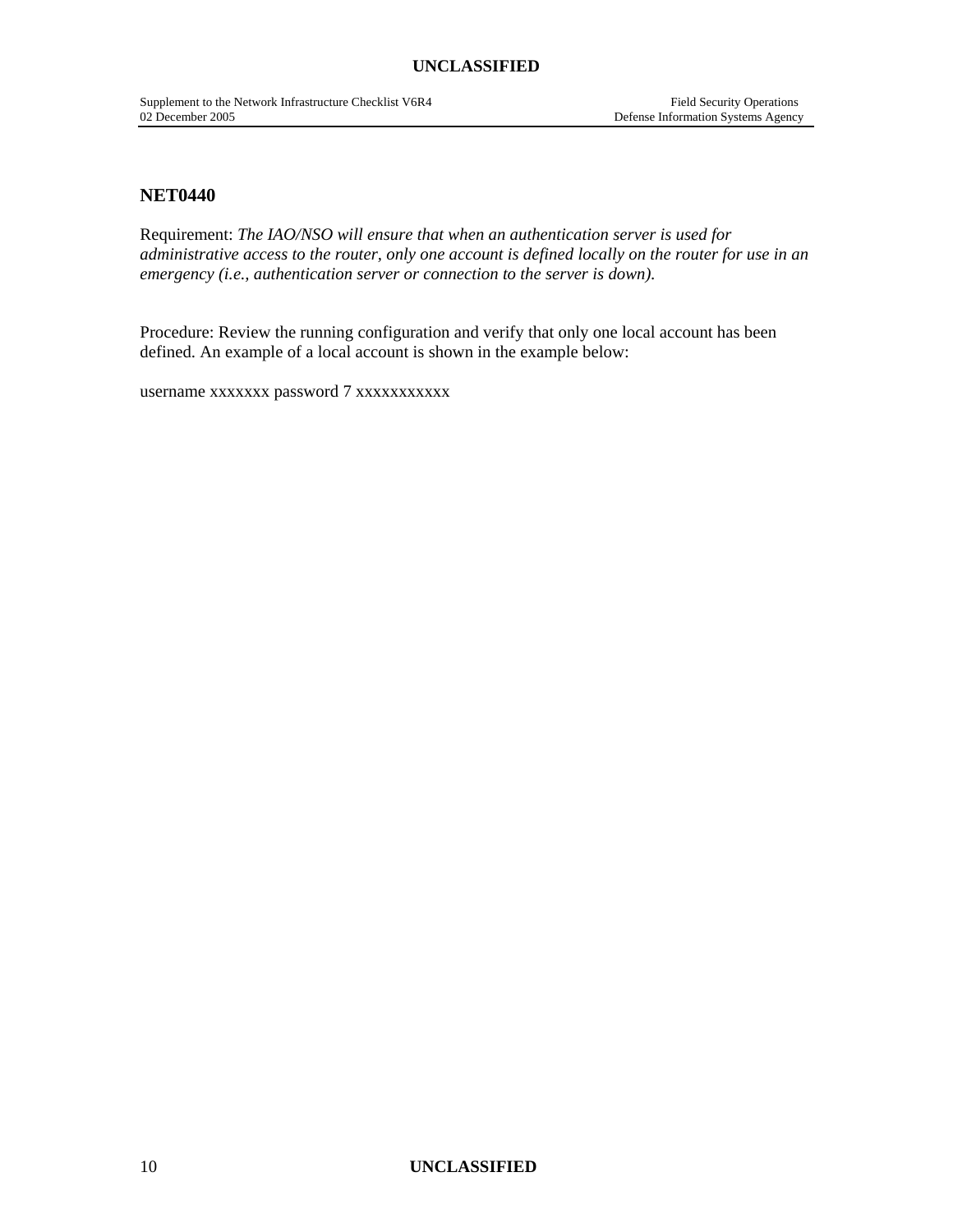## NET0440

Requirement: *The IAO/NSO will ensure that when an authentication server is used for administrative access to the router, only one account is defined locally on the router for use in an emergency (i.e., authentication server or connection to the server is down).*

Procedure: Review the running configuration and verify that only one local account has been defined. An example of a local account is shown in the example below:

username xxxxxxx password 7 xxxxxxxxxxx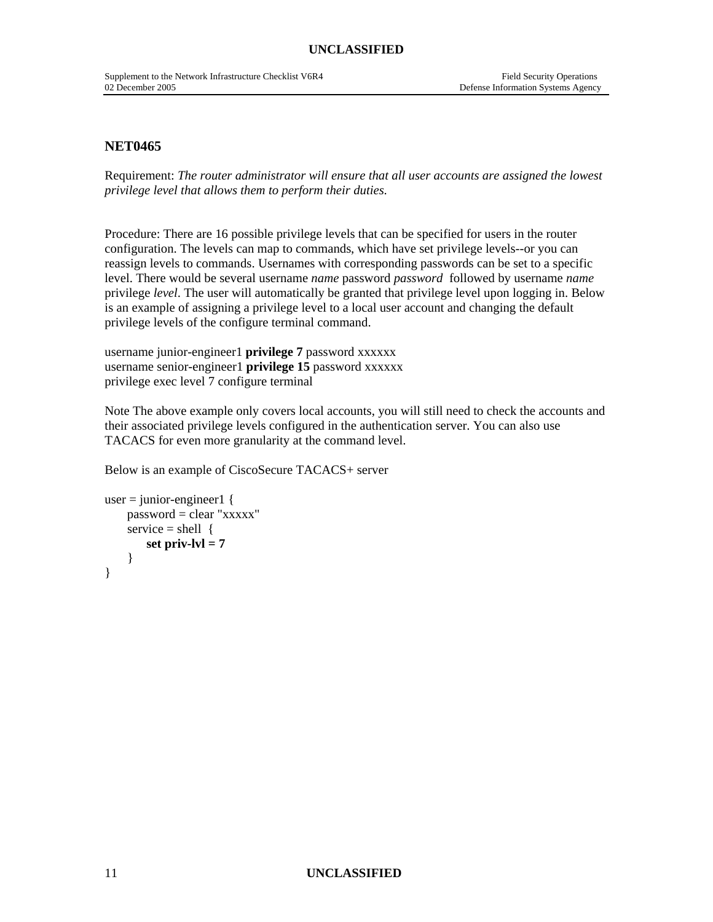## NET0465

Requirement: *The router administrator will ensure that all user accounts are assigned the lowest privilege level that allows them to perform their duties.*

Procedure: There are 16 possible privilege levels that can be specified for users in the router configuration. The levels can map to commands, which have set privilege levels--or you can reassign levels to commands. Usernames with corresponding passwords can be set to a specific level. There would be several username *name* password *password* followed by username *name* privilege *level*. The user will automatically be granted that privilege level upon logging in. Below is an example of assigning a privilege level to a local user account and changing the default privilege levels of the configure terminal command.

username junior-engineer1 **privilege 7** password xxxxxx
username senior-engineer1 **privilege 15** password xxxxxx
privilege exec level 7 configure terminal

Note The above example only covers local accounts, you will still need to check the accounts and their associated privilege levels configured in the authentication server. You can also use TACACS for even more granularity at the command level.

Below is an example of CiscoSecure TACACS+ server

```
user = junior-engineer1 {
     password = clear "xxxxx"
     service = shell {
          set priv-lvl = 7
     }
}
```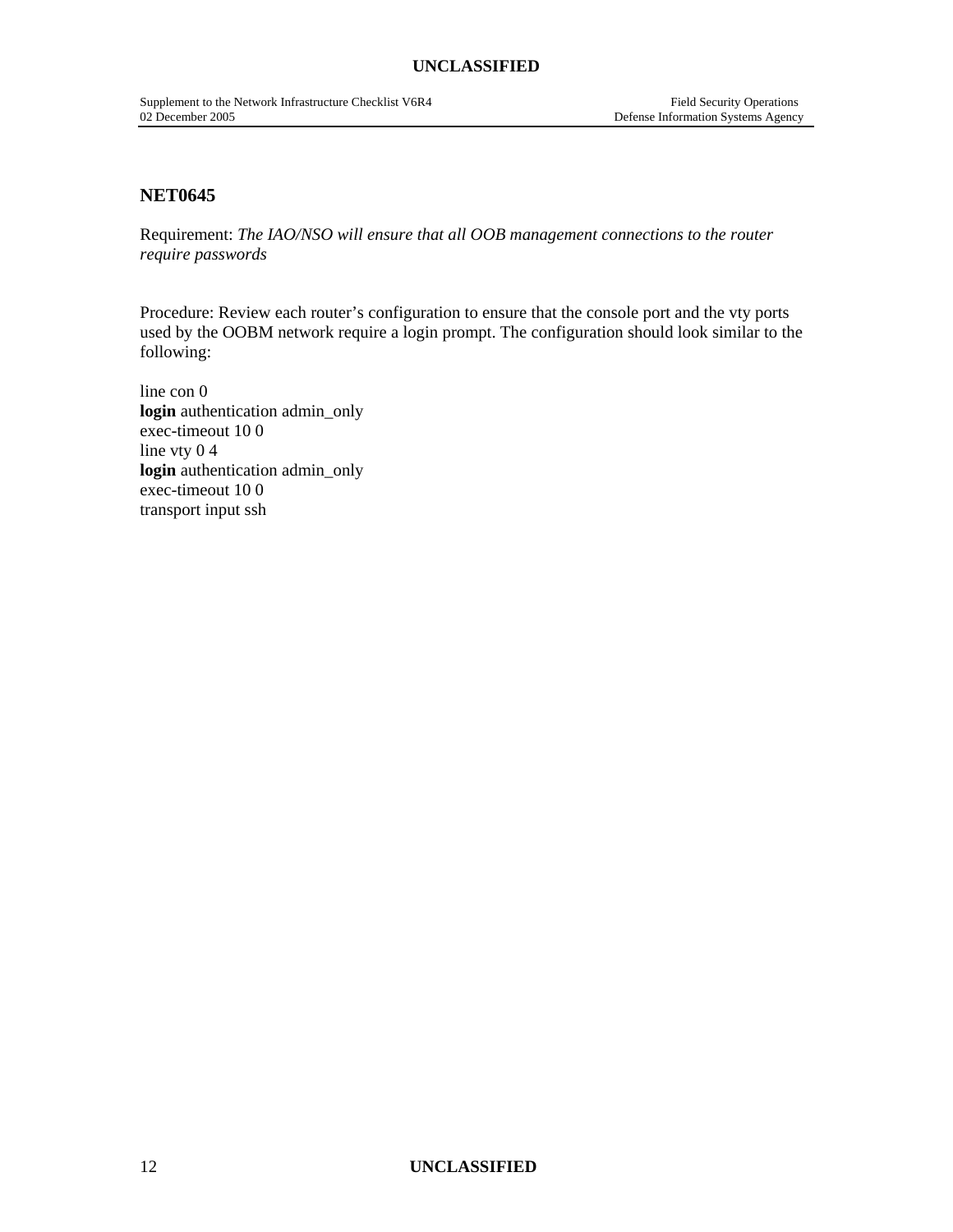## NET0645

Requirement: *The IAO/NSO will ensure that all OOB management connections to the router require passwords*

Procedure: Review each router's configuration to ensure that the console port and the vty ports used by the OOBM network require a login prompt. The configuration should look similar to the following:

line con 0
**login** authentication admin_only
exec-timeout 10 0
line vty 0 4
**login** authentication admin_only
exec-timeout 10 0
transport input ssh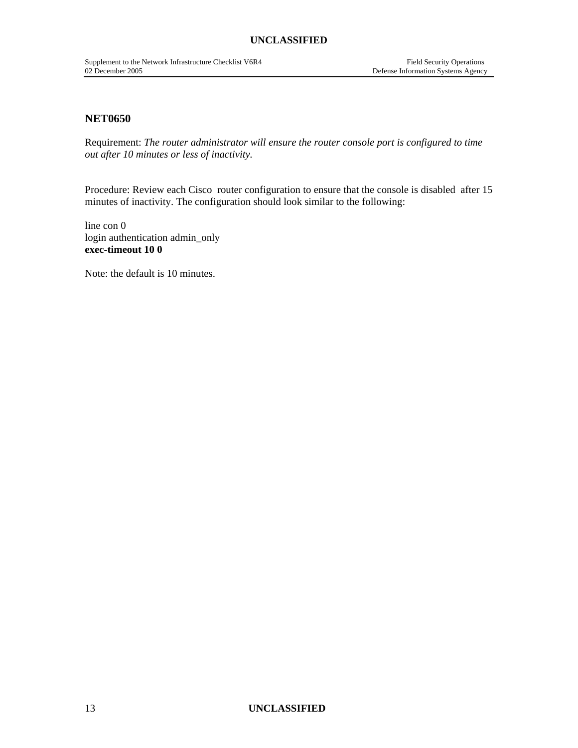## NET0650

Requirement: *The router administrator will ensure the router console port is configured to time out after 10 minutes or less of inactivity.*

Procedure: Review each Cisco router configuration to ensure that the console is disabled after 15 minutes of inactivity. The configuration should look similar to the following:

line con 0
login authentication admin_only
**exec-timeout 10 0**

Note: the default is 10 minutes.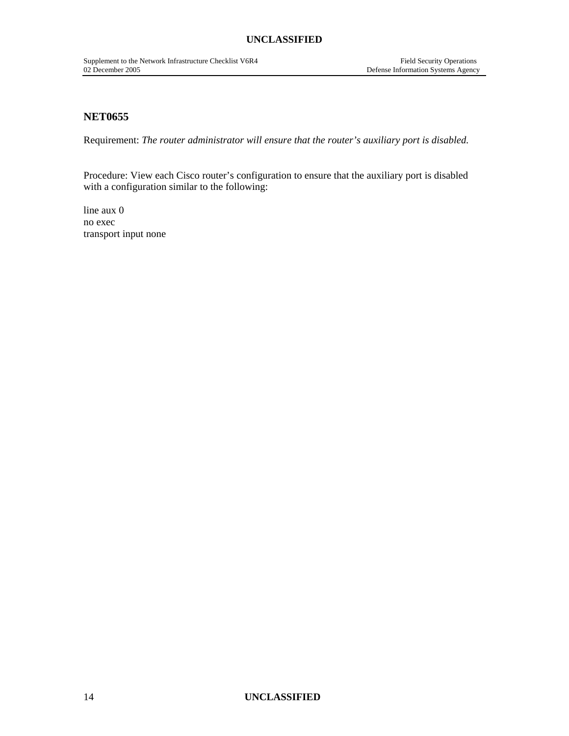## NET0655

Requirement: *The router administrator will ensure that the router's auxiliary port is disabled.*

Procedure: View each Cisco router's configuration to ensure that the auxiliary port is disabled with a configuration similar to the following:

```
line aux 0
no exec
transport input none
```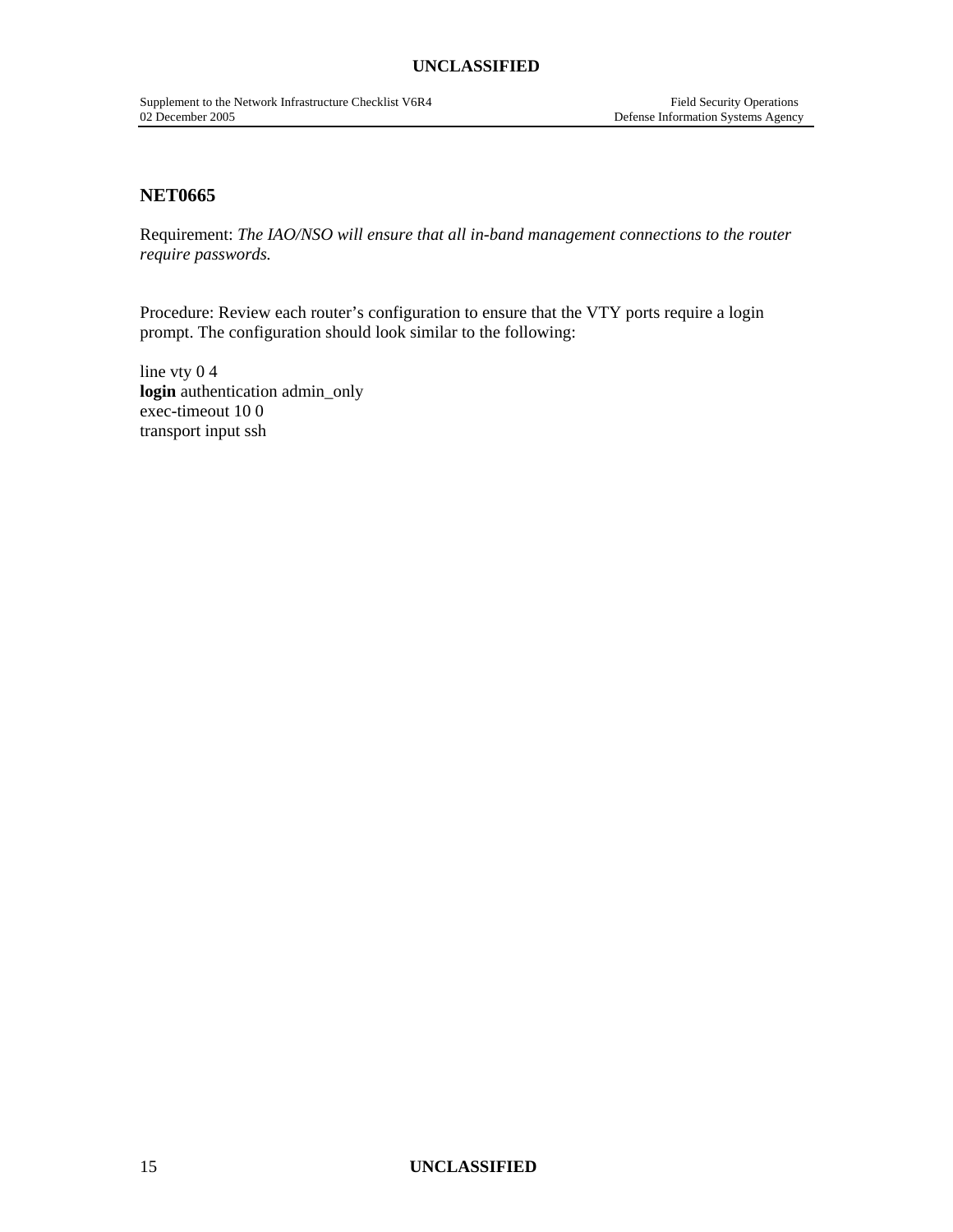## NET0665

Requirement: *The IAO/NSO will ensure that all in-band management connections to the router require passwords.*

Procedure: Review each router's configuration to ensure that the VTY ports require a login prompt. The configuration should look similar to the following:

line vty 0 4
**login** authentication admin_only
exec-timeout 10 0
transport input ssh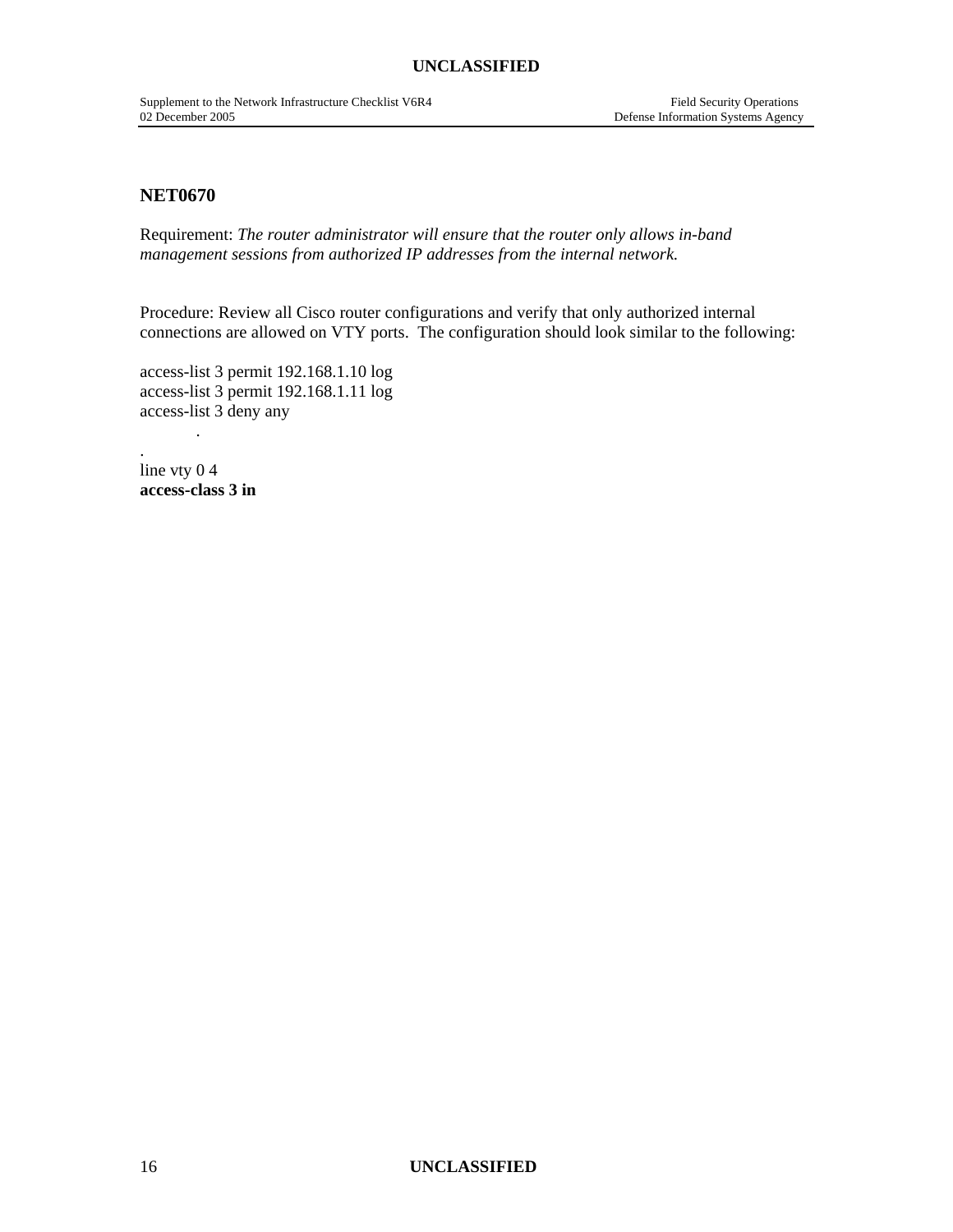## NET0670

Requirement: *The router administrator will ensure that the router only allows in-band management sessions from authorized IP addresses from the internal network.*

Procedure: Review all Cisco router configurations and verify that only authorized internal connections are allowed on VTY ports. The configuration should look similar to the following:

```
access-list 3 permit 192.168.1.10 log
access-list 3 permit 192.168.1.11 log
access-list 3 deny any
            .
.
line vty 0 4
access-class 3 in
```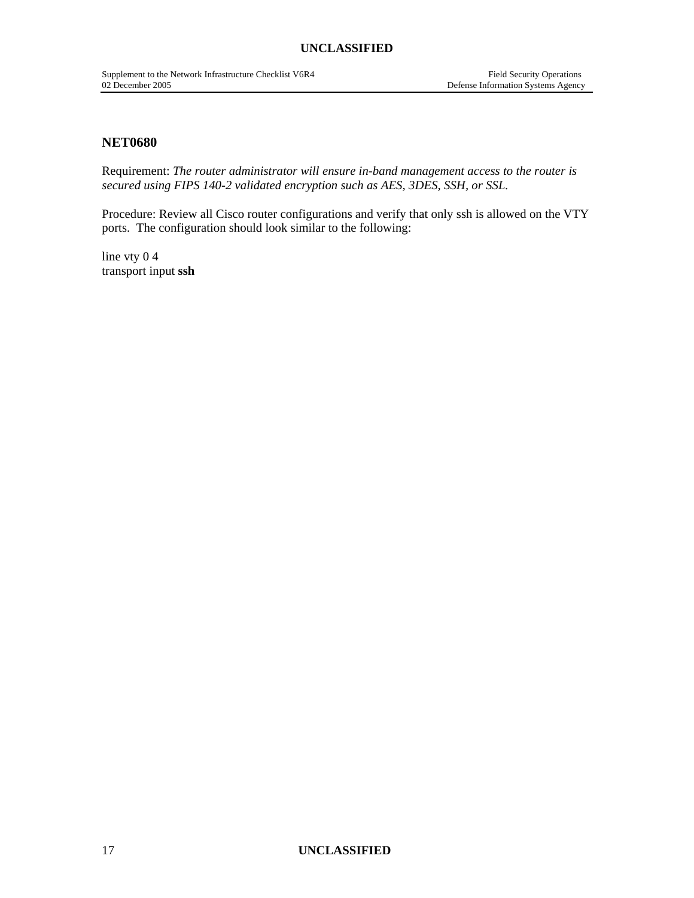## NET0680

Requirement: *The router administrator will ensure in-band management access to the router is secured using FIPS 140-2 validated encryption such as AES, 3DES, SSH, or SSL.*

Procedure: Review all Cisco router configurations and verify that only ssh is allowed on the VTY ports. The configuration should look similar to the following:

line vty 0 4
transport input **ssh**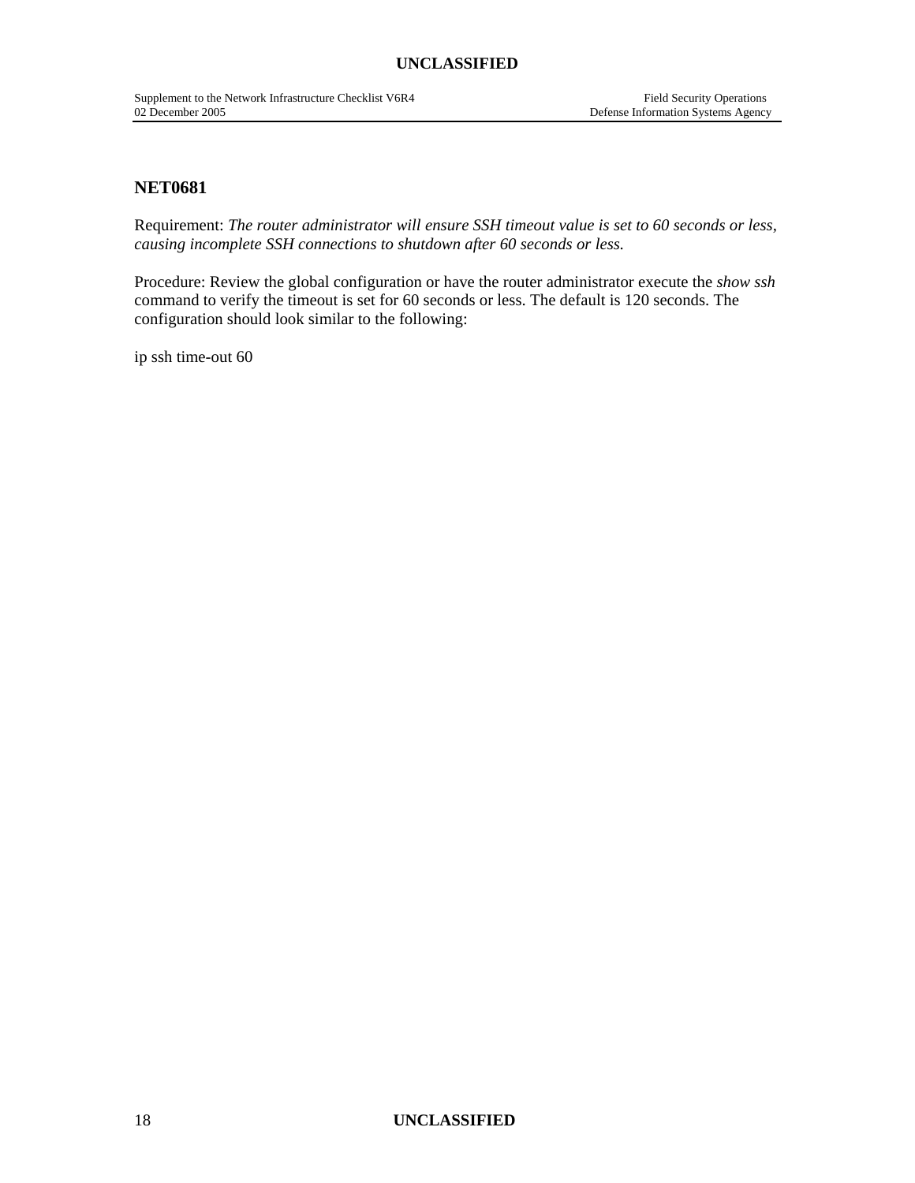## NET0681

Requirement: *The router administrator will ensure SSH timeout value is set to 60 seconds or less, causing incomplete SSH connections to shutdown after 60 seconds or less.*

Procedure: Review the global configuration or have the router administrator execute the *show ssh* command to verify the timeout is set for 60 seconds or less. The default is 120 seconds. The configuration should look similar to the following:

```
ip ssh time-out 60
```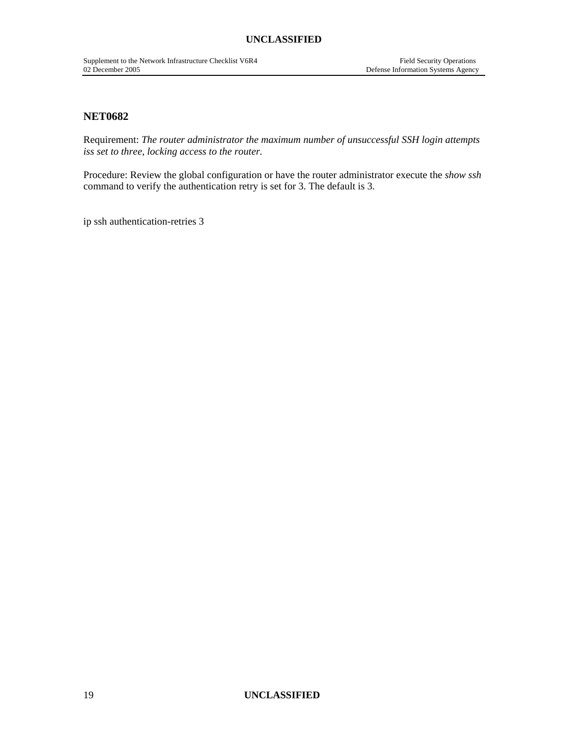## NET0682

Requirement: *The router administrator the maximum number of unsuccessful SSH login attempts iss set to three, locking access to the router.*

Procedure: Review the global configuration or have the router administrator execute the *show ssh* command to verify the authentication retry is set for 3. The default is 3.

```
ip ssh authentication-retries 3
```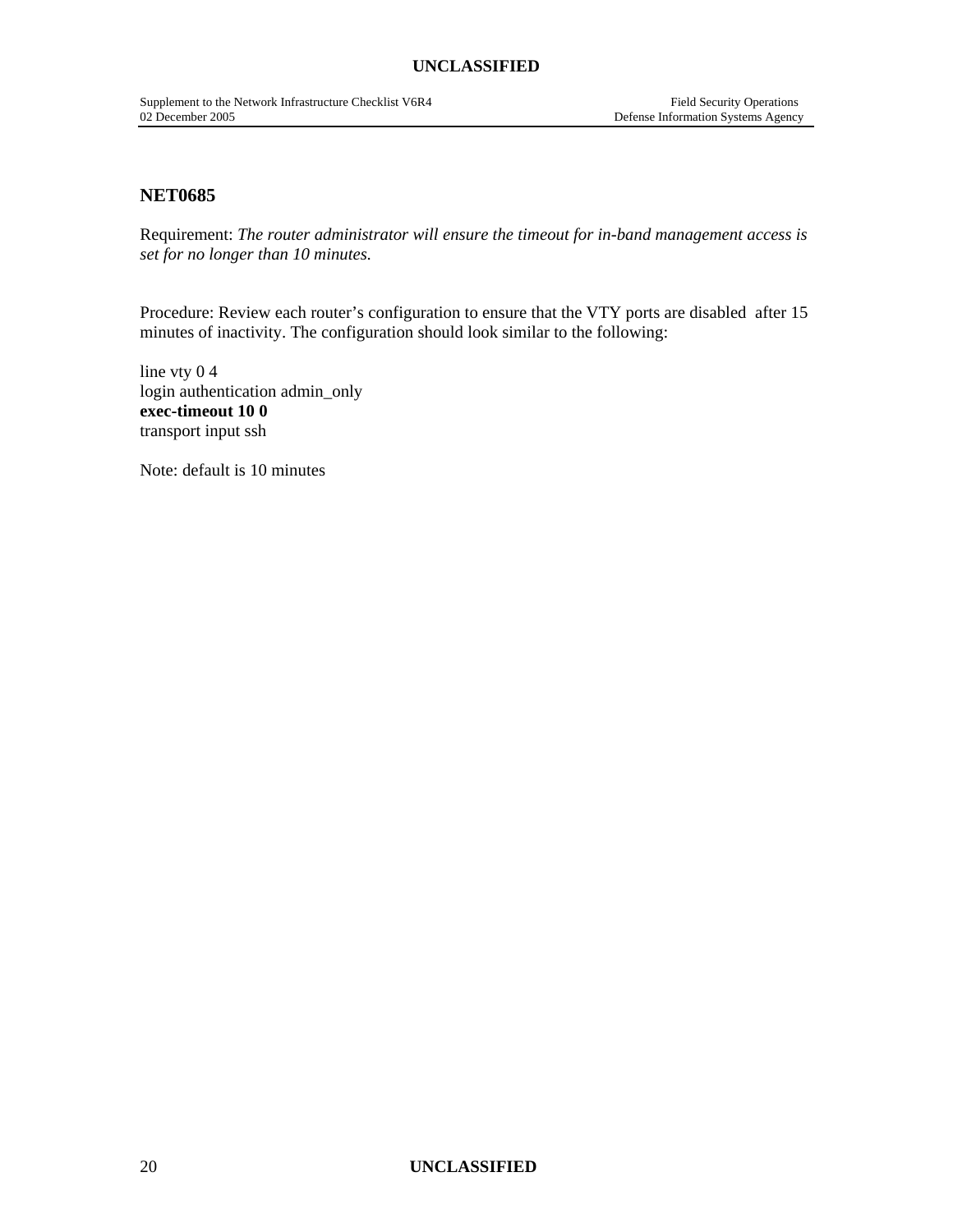## NET0685

Requirement: *The router administrator will ensure the timeout for in-band management access is set for no longer than 10 minutes.*

Procedure: Review each router's configuration to ensure that the VTY ports are disabled after 15 minutes of inactivity. The configuration should look similar to the following:

line vty 0 4
login authentication admin_only
**exec-timeout 10 0**
transport input ssh

Note: default is 10 minutes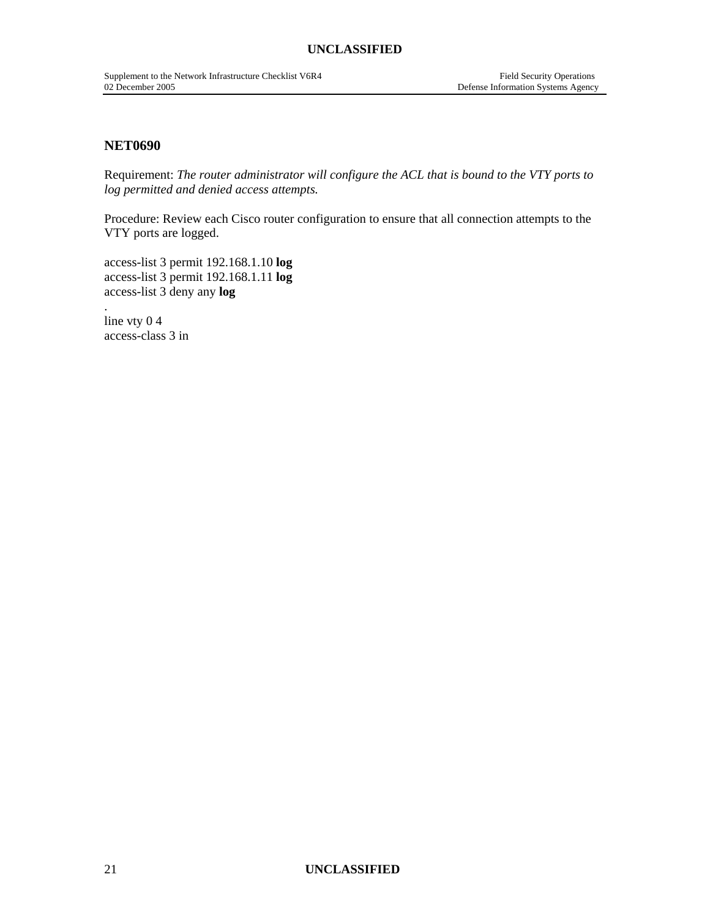## NET0690

Requirement: *The router administrator will configure the ACL that is bound to the VTY ports to log permitted and denied access attempts.*

Procedure: Review each Cisco router configuration to ensure that all connection attempts to the VTY ports are logged.

access-list 3 permit 192.168.1.10 **log**
access-list 3 permit 192.168.1.11 **log**
access-list 3 deny any **log**
.
line vty 0 4
access-class 3 in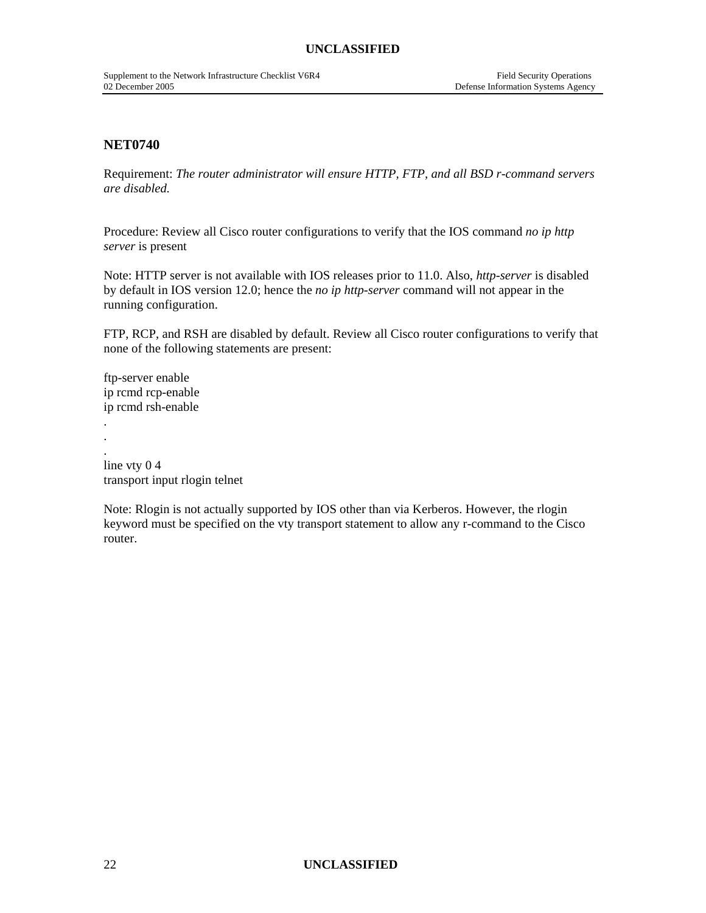## NET0740

Requirement: *The router administrator will ensure HTTP, FTP, and all BSD r-command servers are disabled.*

Procedure: Review all Cisco router configurations to verify that the IOS command *no ip http server* is present

Note: HTTP server is not available with IOS releases prior to 11.0. Also, *http-server* is disabled by default in IOS version 12.0; hence the *no ip http-server* command will not appear in the running configuration.

FTP, RCP, and RSH are disabled by default. Review all Cisco router configurations to verify that none of the following statements are present:

```
ftp-server enable
ip rcmd rcp-enable
ip rcmd rsh-enable
.
.
.
line vty 0 4
transport input rlogin telnet
```

Note: Rlogin is not actually supported by IOS other than via Kerberos. However, the rlogin keyword must be specified on the vty transport statement to allow any r-command to the Cisco router.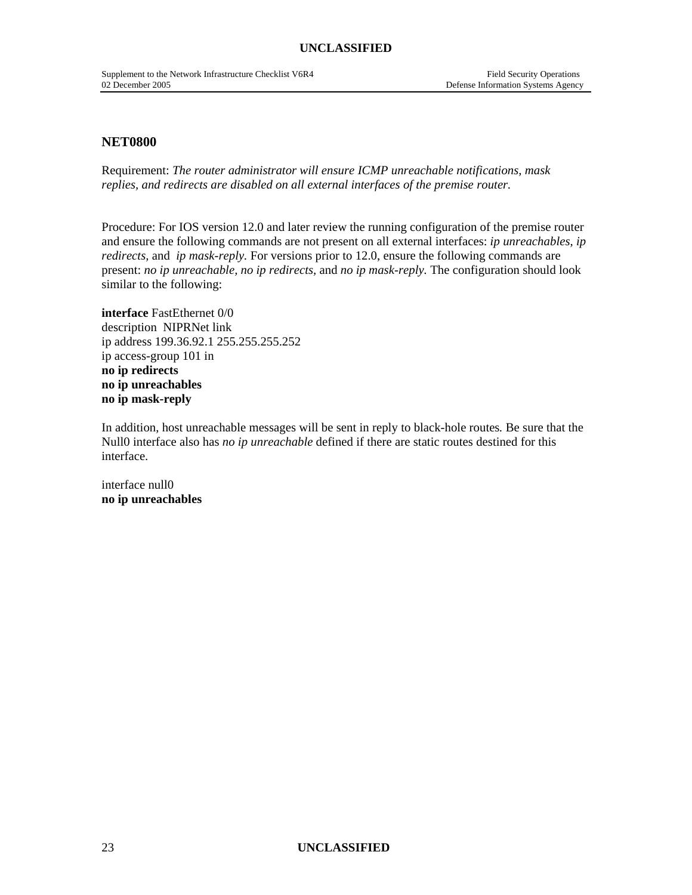## NET0800

Requirement: *The router administrator will ensure ICMP unreachable notifications, mask replies, and redirects are disabled on all external interfaces of the premise router.*

Procedure: For IOS version 12.0 and later review the running configuration of the premise router and ensure the following commands are not present on all external interfaces: *ip unreachables, ip redirects,* and *ip mask-reply.* For versions prior to 12.0, ensure the following commands are present: *no ip unreachable, no ip redirects,* and *no ip mask-reply.* The configuration should look similar to the following:

**interface** FastEthernet 0/0
description NIPRNet link
ip address 199.36.92.1 255.255.255.252
ip access-group 101 in
**no ip redirects**
**no ip unreachables**
**no ip mask-reply**

In addition, host unreachable messages will be sent in reply to black-hole routes. Be sure that the Null0 interface also has *no ip unreachable* defined if there are static routes destined for this interface.

interface null0
**no ip unreachables**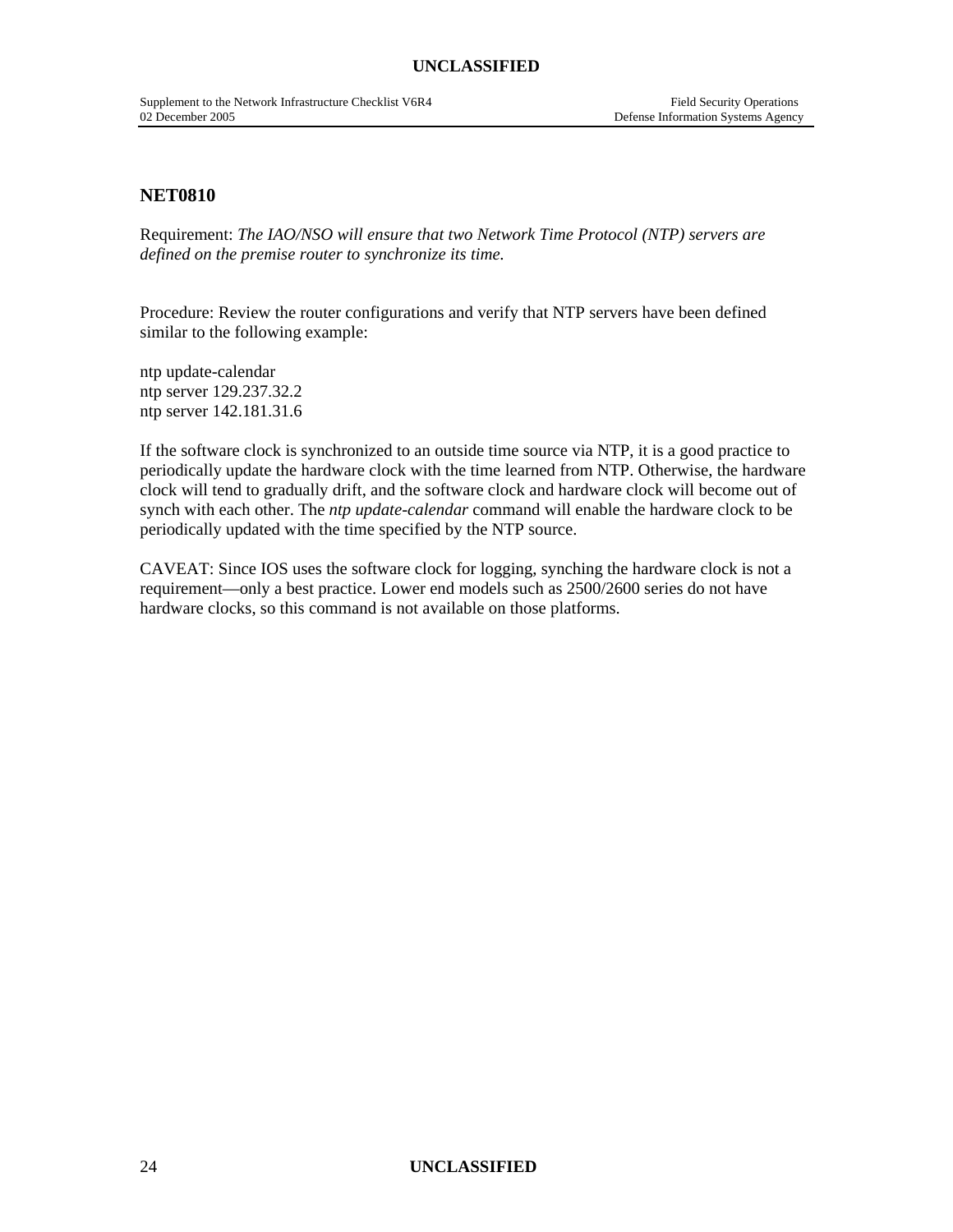## NET0810

Requirement: *The IAO/NSO will ensure that two Network Time Protocol (NTP) servers are defined on the premise router to synchronize its time.*

Procedure: Review the router configurations and verify that NTP servers have been defined similar to the following example:

```
ntp update-calendar
ntp server 129.237.32.2
ntp server 142.181.31.6
```

If the software clock is synchronized to an outside time source via NTP, it is a good practice to periodically update the hardware clock with the time learned from NTP. Otherwise, the hardware clock will tend to gradually drift, and the software clock and hardware clock will become out of synch with each other. The *ntp update-calendar* command will enable the hardware clock to be periodically updated with the time specified by the NTP source.

CAVEAT: Since IOS uses the software clock for logging, synching the hardware clock is not a requirement—only a best practice. Lower end models such as 2500/2600 series do not have hardware clocks, so this command is not available on those platforms.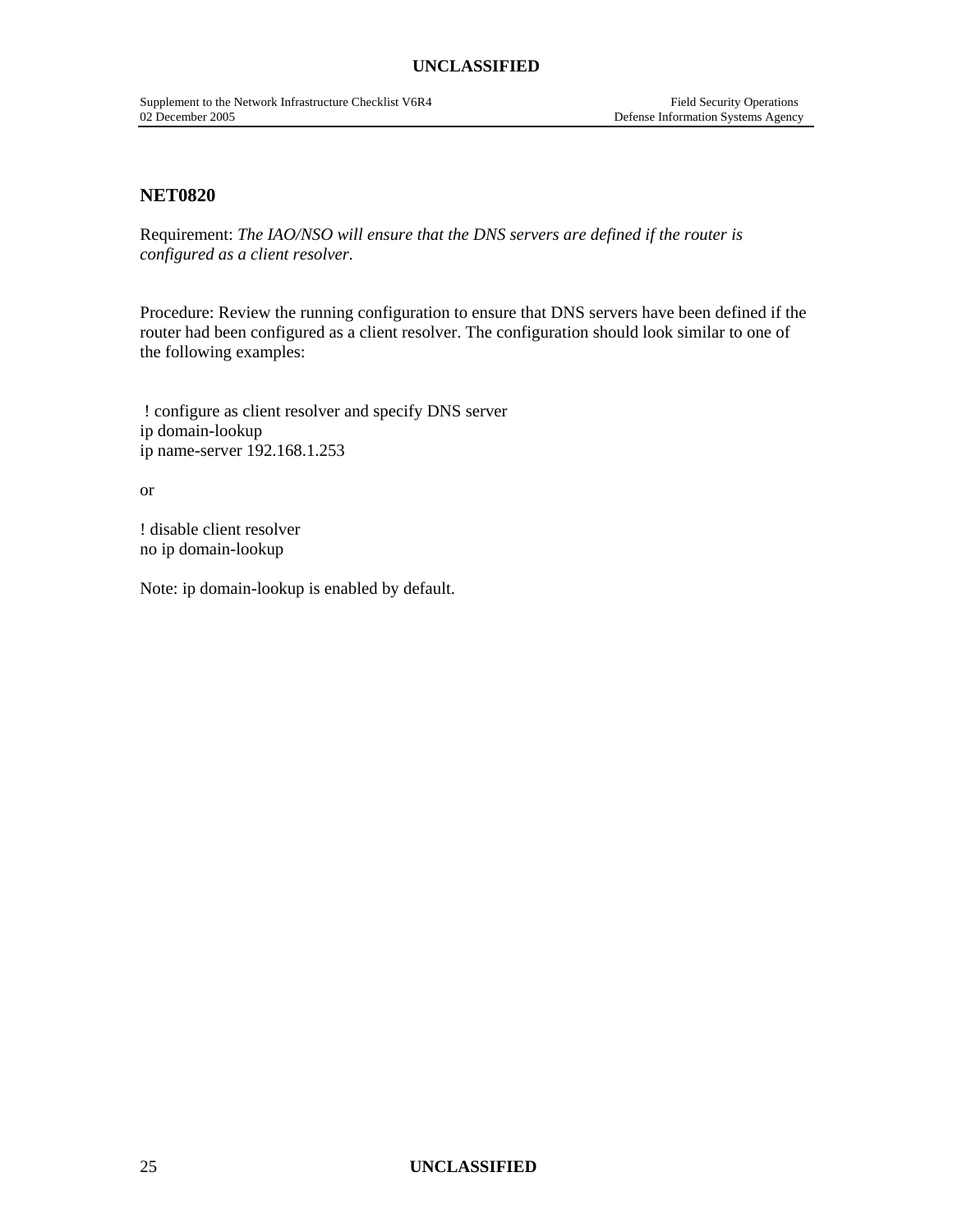## NET0820

Requirement: *The IAO/NSO will ensure that the DNS servers are defined if the router is configured as a client resolver.*

Procedure: Review the running configuration to ensure that DNS servers have been defined if the router had been configured as a client resolver. The configuration should look similar to one of the following examples:

```
! configure as client resolver and specify DNS server
ip domain-lookup
ip name-server 192.168.1.253
```

or

```
! disable client resolver
no ip domain-lookup
```

Note: ip domain-lookup is enabled by default.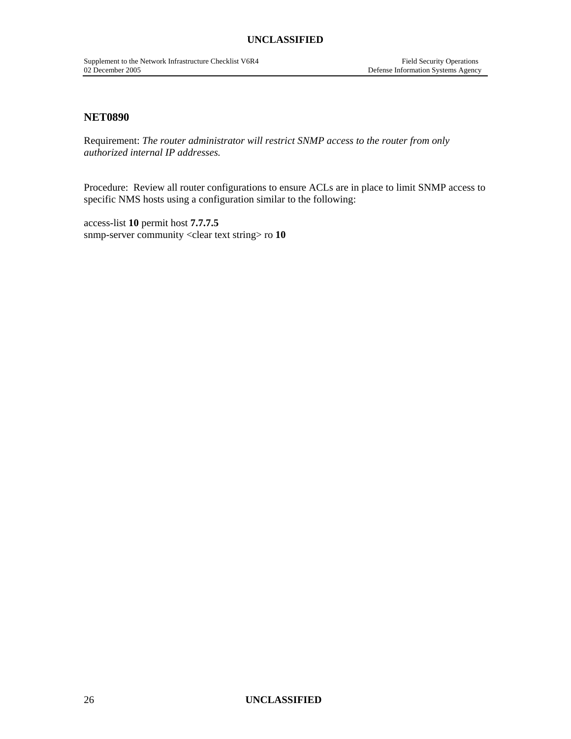## NET0890

Requirement: *The router administrator will restrict SNMP access to the router from only authorized internal IP addresses.*

Procedure: Review all router configurations to ensure ACLs are in place to limit SNMP access to specific NMS hosts using a configuration similar to the following:

access-list **10** permit host **7.7.7.5**
snmp-server community <clear text string> ro **10**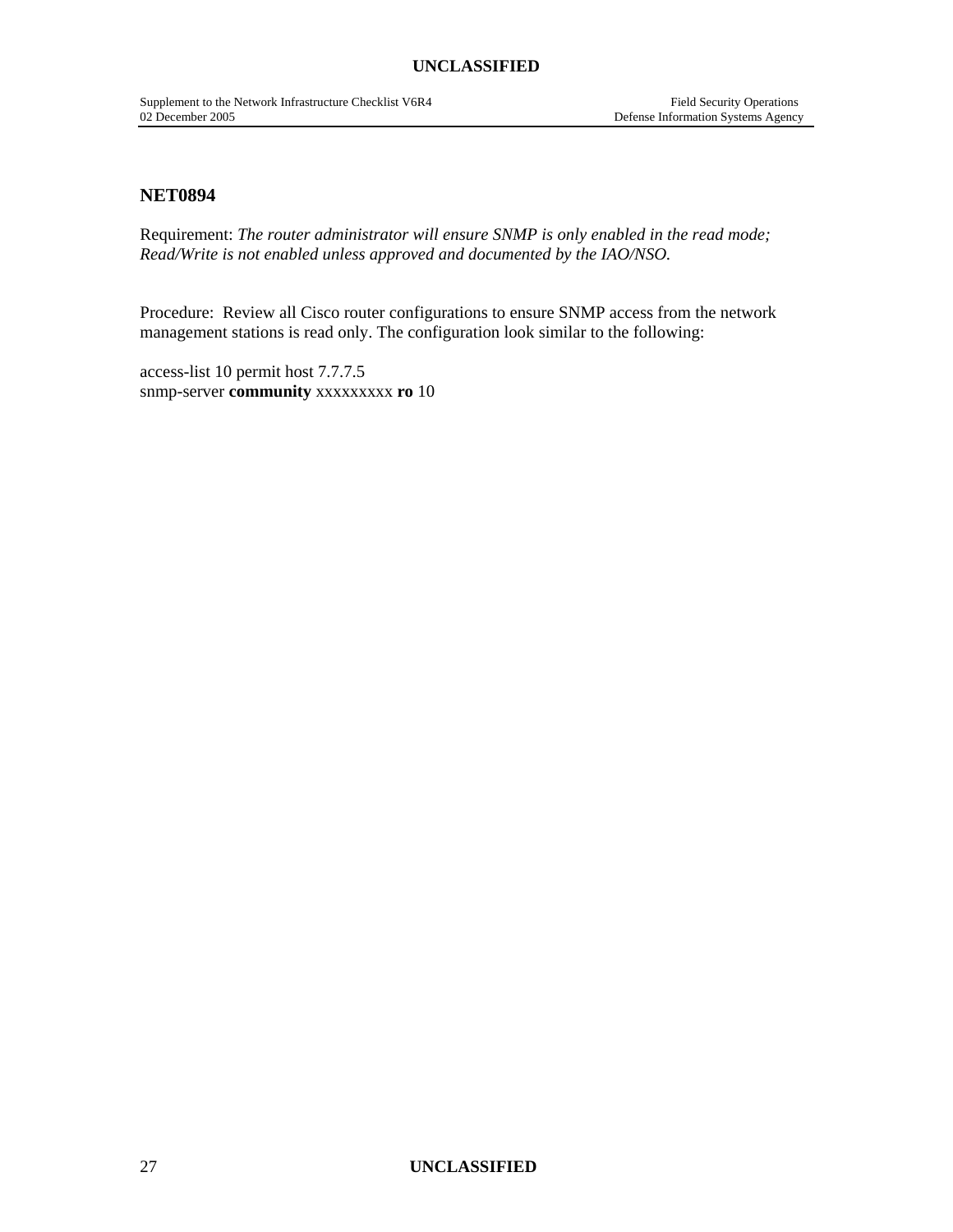## NET0894

Requirement: *The router administrator will ensure SNMP is only enabled in the read mode; Read/Write is not enabled unless approved and documented by the IAO/NSO.*

Procedure: Review all Cisco router configurations to ensure SNMP access from the network management stations is read only. The configuration look similar to the following:

access-list 10 permit host 7.7.7.5
snmp-server **community** xxxxxxxxx **ro** 10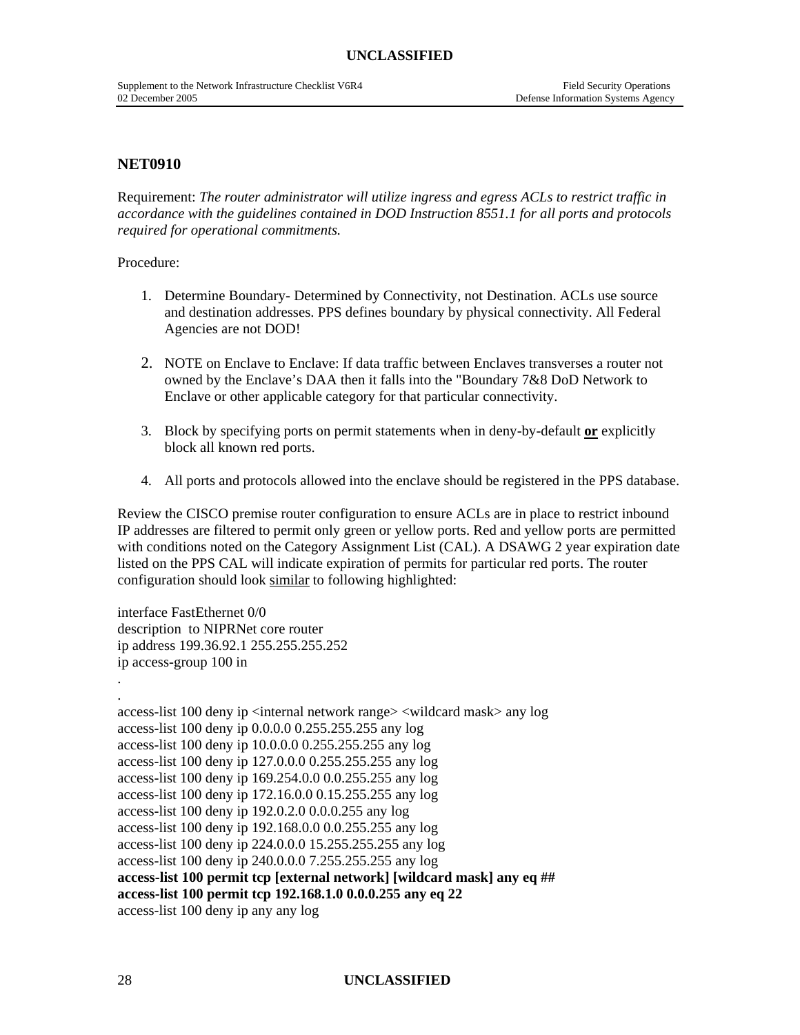## NET0910

Requirement: *The router administrator will utilize ingress and egress ACLs to restrict traffic in accordance with the guidelines contained in DOD Instruction 8551.1 for all ports and protocols required for operational commitments.*

Procedure:

1. Determine Boundary- Determined by Connectivity, not Destination. ACLs use source and destination addresses. PPS defines boundary by physical connectivity. All Federal Agencies are not DOD!

2. NOTE on Enclave to Enclave: If data traffic between Enclaves transverses a router not owned by the Enclave's DAA then it falls into the "Boundary 7&8 DoD Network to Enclave or other applicable category for that particular connectivity.

3. Block by specifying ports on permit statements when in deny-by-default **or** explicitly block all known red ports.

4. All ports and protocols allowed into the enclave should be registered in the PPS database.

Review the CISCO premise router configuration to ensure ACLs are in place to restrict inbound IP addresses are filtered to permit only green or yellow ports. Red and yellow ports are permitted with conditions noted on the Category Assignment List (CAL). A DSAWG 2 year expiration date listed on the PPS CAL will indicate expiration of permits for particular red ports. The router configuration should look <u>similar</u> to following highlighted:

```
interface FastEthernet 0/0
description  to NIPRNet core router
ip address 199.36.92.1 255.255.255.252
ip access-group 100 in
.
.
access-list 100 deny ip <internal network range> <wildcard mask> any log
access-list 100 deny ip 0.0.0.0 0.255.255.255 any log
access-list 100 deny ip 10.0.0.0 0.255.255.255 any log
access-list 100 deny ip 127.0.0.0 0.255.255.255 any log
access-list 100 deny ip 169.254.0.0 0.0.255.255 any log
access-list 100 deny ip 172.16.0.0 0.15.255.255 any log
access-list 100 deny ip 192.0.2.0 0.0.0.255 any log
access-list 100 deny ip 192.168.0.0 0.0.255.255 any log
access-list 100 deny ip 224.0.0.0 15.255.255.255 any log
access-list 100 deny ip 240.0.0.0 7.255.255.255 any log
access-list 100 permit tcp [external network] [wildcard mask] any eq ##
access-list 100 permit tcp 192.168.1.0 0.0.0.255 any eq 22
access-list 100 deny ip any any log
```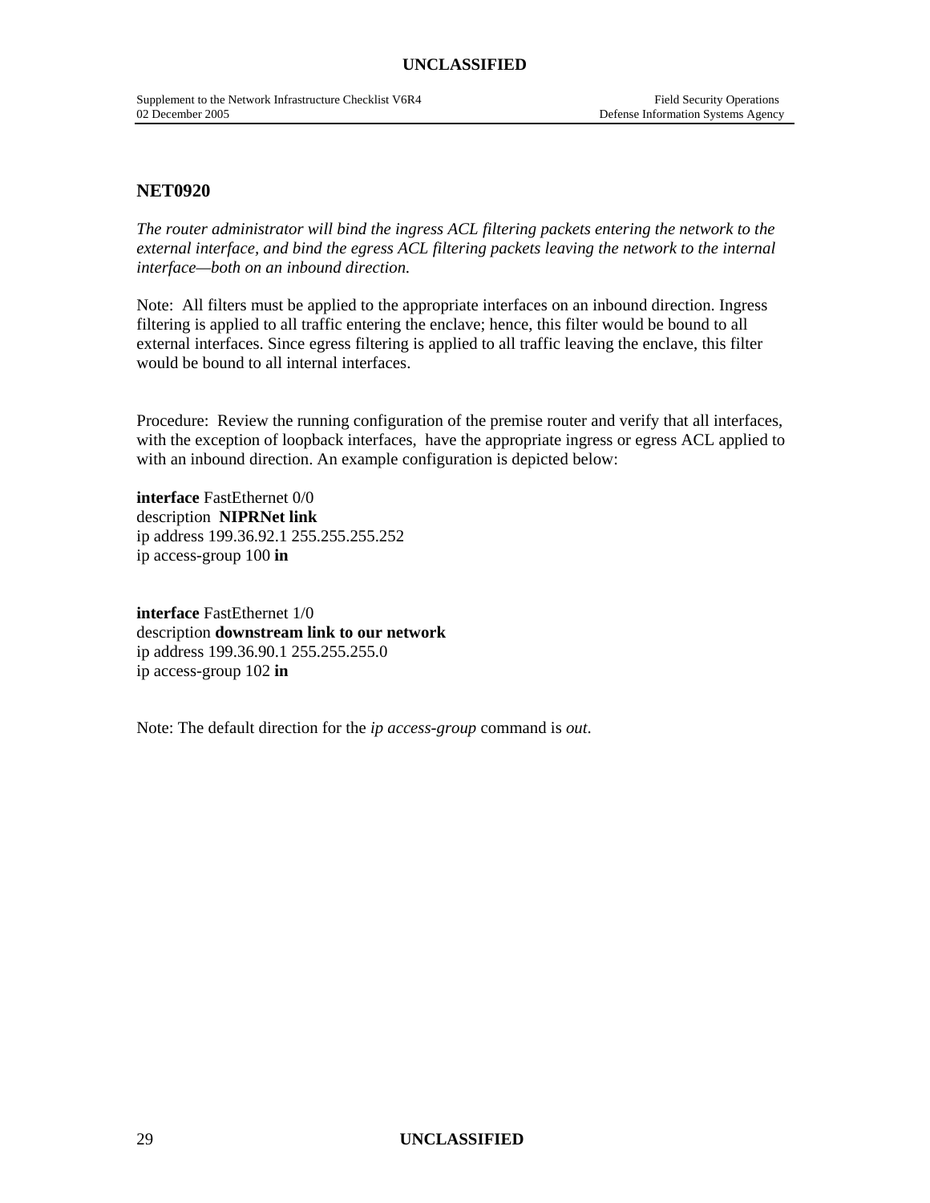## NET0920

*The router administrator will bind the ingress ACL filtering packets entering the network to the external interface, and bind the egress ACL filtering packets leaving the network to the internal interface—both on an inbound direction.*

Note: All filters must be applied to the appropriate interfaces on an inbound direction. Ingress filtering is applied to all traffic entering the enclave; hence, this filter would be bound to all external interfaces. Since egress filtering is applied to all traffic leaving the enclave, this filter would be bound to all internal interfaces.

Procedure: Review the running configuration of the premise router and verify that all interfaces, with the exception of loopback interfaces, have the appropriate ingress or egress ACL applied to with an inbound direction. An example configuration is depicted below:

**interface** FastEthernet 0/0
description **NIPRNet link**
ip address 199.36.92.1 255.255.255.252
ip access-group 100 **in**

**interface** FastEthernet 1/0
description **downstream link to our network**
ip address 199.36.90.1 255.255.255.0
ip access-group 102 **in**

Note: The default direction for the *ip access-group* command is *out*.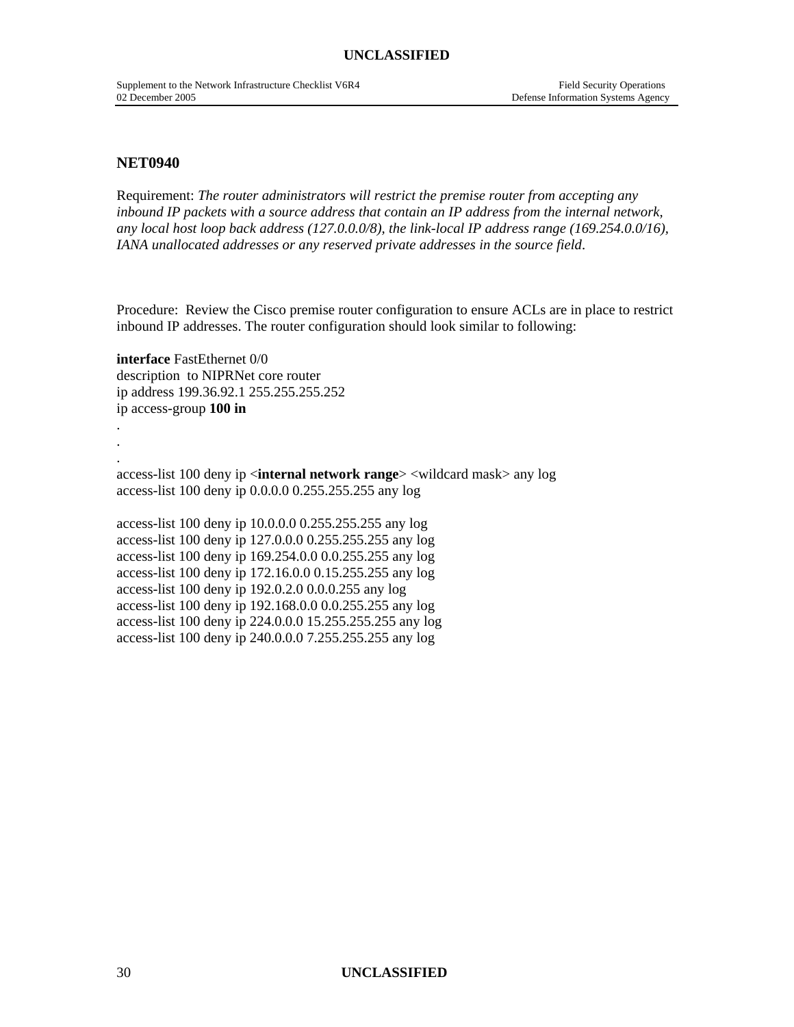## NET0940

Requirement: *The router administrators will restrict the premise router from accepting any inbound IP packets with a source address that contain an IP address from the internal network, any local host loop back address (127.0.0.0/8), the link-local IP address range (169.254.0.0/16), IANA unallocated addresses or any reserved private addresses in the source field*.

Procedure: Review the Cisco premise router configuration to ensure ACLs are in place to restrict inbound IP addresses. The router configuration should look similar to following:

```
interface FastEthernet 0/0
description  to NIPRNet core router
ip address 199.36.92.1 255.255.255.252
ip access-group 100 in
.
.
.
access-list 100 deny ip <internal network range> <wildcard mask> any log
access-list 100 deny ip 0.0.0.0 0.255.255.255 any log

access-list 100 deny ip 10.0.0.0 0.255.255.255 any log
access-list 100 deny ip 127.0.0.0 0.255.255.255 any log
access-list 100 deny ip 169.254.0.0 0.0.255.255 any log
access-list 100 deny ip 172.16.0.0 0.15.255.255 any log
access-list 100 deny ip 192.0.2.0 0.0.0.255 any log
access-list 100 deny ip 192.168.0.0 0.0.255.255 any log
access-list 100 deny ip 224.0.0.0 15.255.255.255 any log
access-list 100 deny ip 240.0.0.0 7.255.255.255 any log
```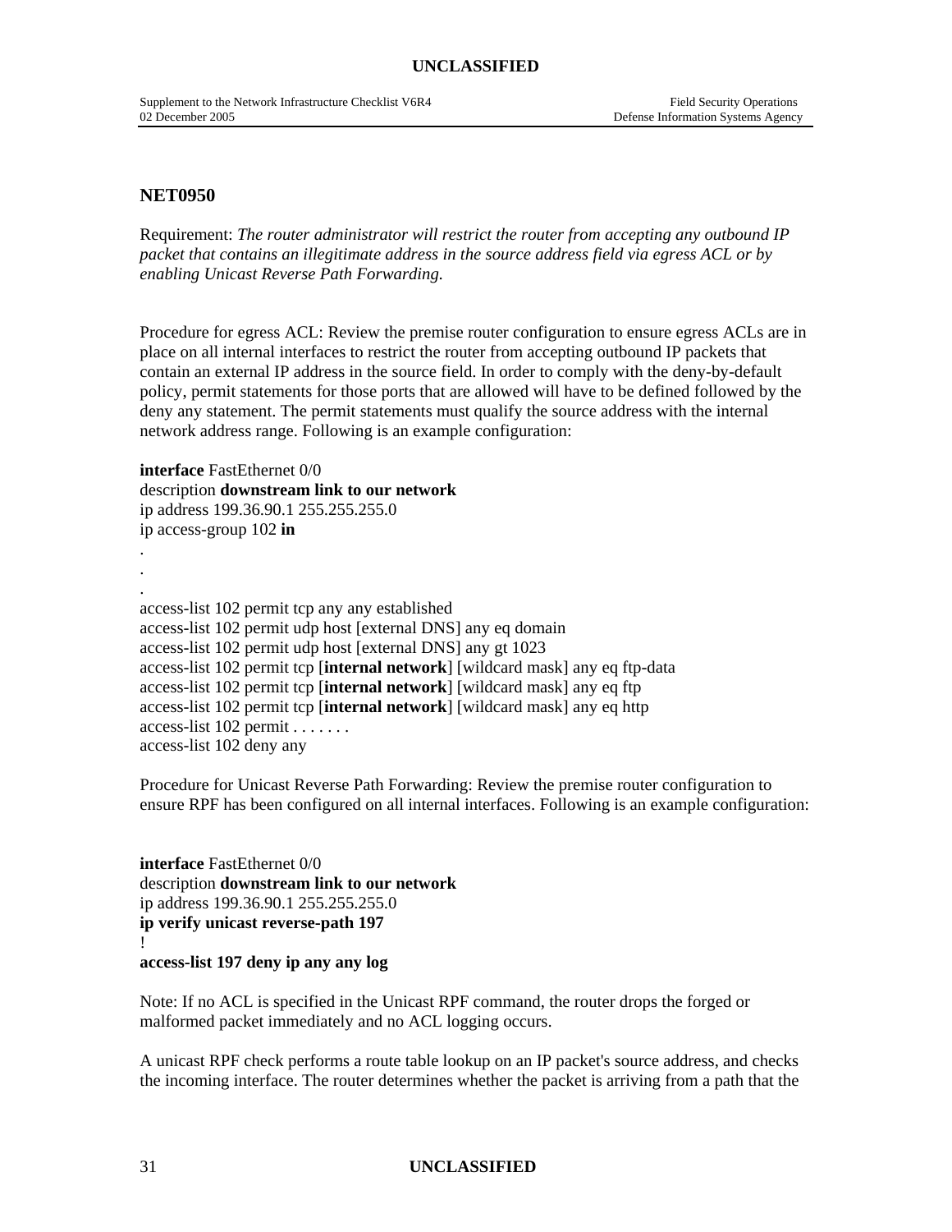## NET0950

Requirement: *The router administrator will restrict the router from accepting any outbound IP packet that contains an illegitimate address in the source address field via egress ACL or by enabling Unicast Reverse Path Forwarding.*

Procedure for egress ACL: Review the premise router configuration to ensure egress ACLs are in place on all internal interfaces to restrict the router from accepting outbound IP packets that contain an external IP address in the source field. In order to comply with the deny-by-default policy, permit statements for those ports that are allowed will have to be defined followed by the deny any statement. The permit statements must qualify the source address with the internal network address range. Following is an example configuration:

```
interface FastEthernet 0/0
description downstream link to our network
ip address 199.36.90.1 255.255.255.0
ip access-group 102 in
.
.
.
access-list 102 permit tcp any any established
access-list 102 permit udp host [external DNS] any eq domain
access-list 102 permit udp host [external DNS] any gt 1023
access-list 102 permit tcp [internal network] [wildcard mask] any eq ftp-data
access-list 102 permit tcp [internal network] [wildcard mask] any eq ftp
access-list 102 permit tcp [internal network] [wildcard mask] any eq http
access-list 102 permit . . . . . . .
access-list 102 deny any
```

Procedure for Unicast Reverse Path Forwarding: Review the premise router configuration to ensure RPF has been configured on all internal interfaces. Following is an example configuration:

```
interface FastEthernet 0/0
description downstream link to our network
ip address 199.36.90.1 255.255.255.0
ip verify unicast reverse-path 197
!
access-list 197 deny ip any any log
```

Note: If no ACL is specified in the Unicast RPF command, the router drops the forged or malformed packet immediately and no ACL logging occurs.

A unicast RPF check performs a route table lookup on an IP packet's source address, and checks the incoming interface. The router determines whether the packet is arriving from a path that the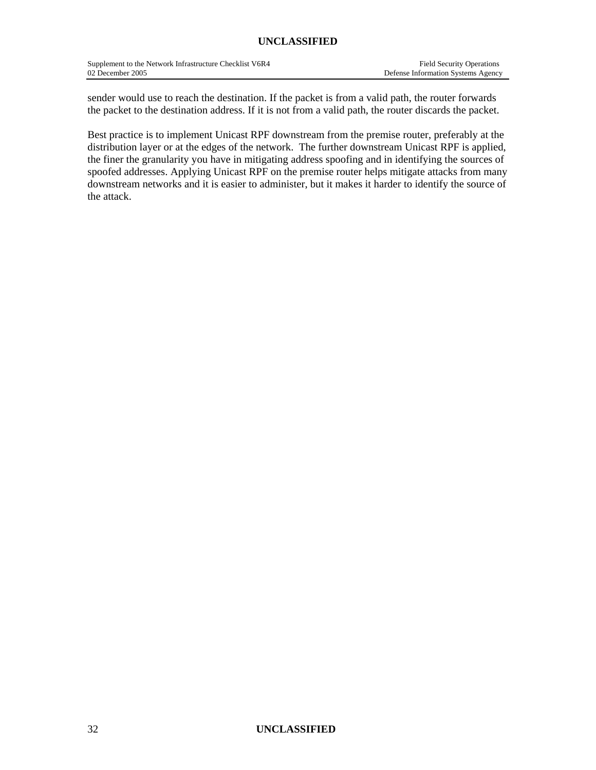sender would use to reach the destination. If the packet is from a valid path, the router forwards the packet to the destination address. If it is not from a valid path, the router discards the packet.

Best practice is to implement Unicast RPF downstream from the premise router, preferably at the distribution layer or at the edges of the network. The further downstream Unicast RPF is applied, the finer the granularity you have in mitigating address spoofing and in identifying the sources of spoofed addresses. Applying Unicast RPF on the premise router helps mitigate attacks from many downstream networks and it is easier to administer, but it makes it harder to identify the source of the attack.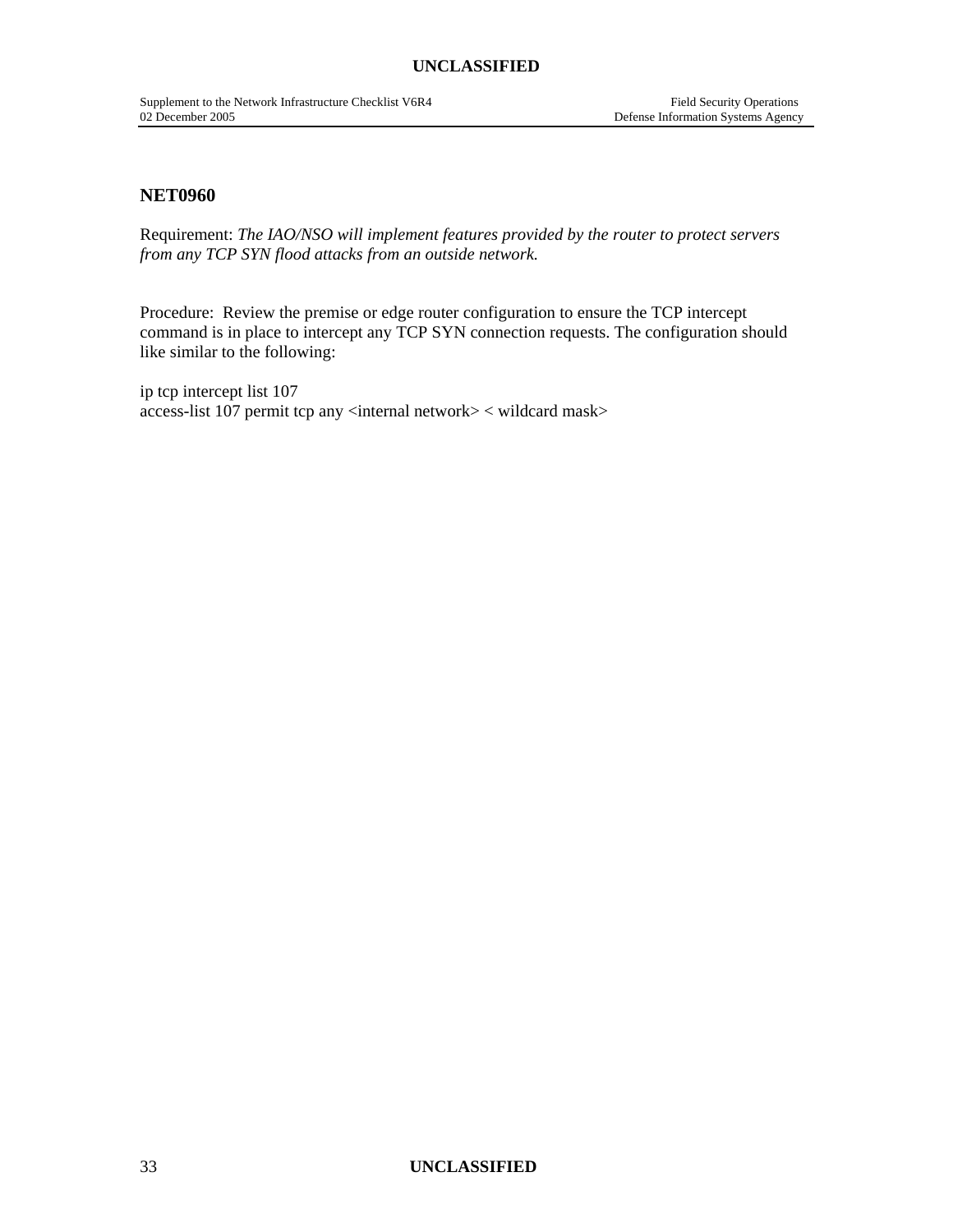## NET0960

Requirement: *The IAO/NSO will implement features provided by the router to protect servers from any TCP SYN flood attacks from an outside network.*

Procedure: Review the premise or edge router configuration to ensure the TCP intercept command is in place to intercept any TCP SYN connection requests. The configuration should like similar to the following:

```
ip tcp intercept list 107
access-list 107 permit tcp any <internal network> < wildcard mask>
```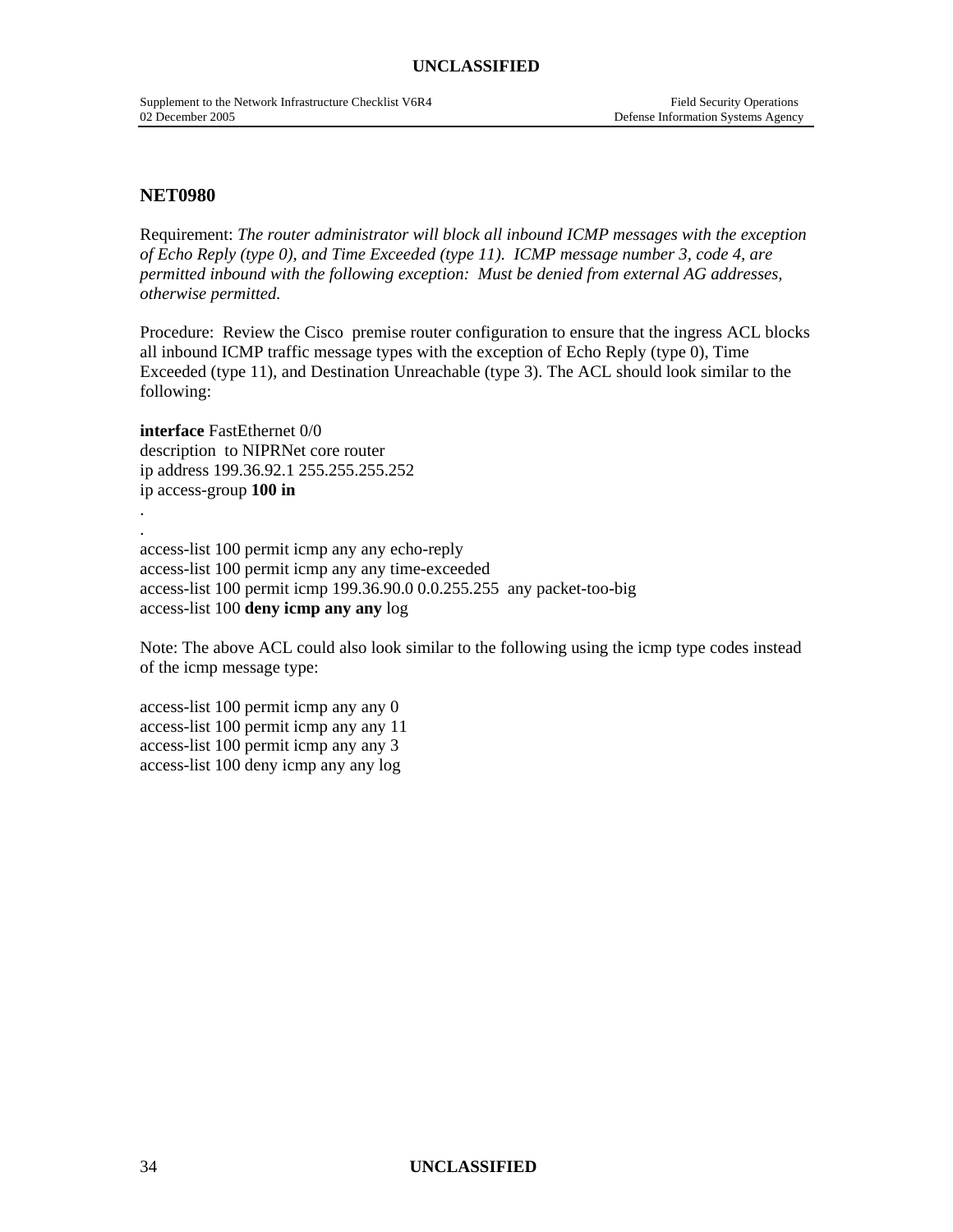## NET0980

Requirement: *The router administrator will block all inbound ICMP messages with the exception of Echo Reply (type 0), and Time Exceeded (type 11). ICMP message number 3, code 4, are permitted inbound with the following exception: Must be denied from external AG addresses, otherwise permitted.*

Procedure: Review the Cisco premise router configuration to ensure that the ingress ACL blocks all inbound ICMP traffic message types with the exception of Echo Reply (type 0), Time Exceeded (type 11), and Destination Unreachable (type 3). The ACL should look similar to the following:

**interface** FastEthernet 0/0
description to NIPRNet core router
ip address 199.36.92.1 255.255.255.252
ip access-group **100 in**
.
.
access-list 100 permit icmp any any echo-reply
access-list 100 permit icmp any any time-exceeded
access-list 100 permit icmp 199.36.90.0 0.0.255.255 any packet-too-big
access-list 100 **deny icmp any any** log

Note: The above ACL could also look similar to the following using the icmp type codes instead of the icmp message type:

access-list 100 permit icmp any any 0
access-list 100 permit icmp any any 11
access-list 100 permit icmp any any 3
access-list 100 deny icmp any any log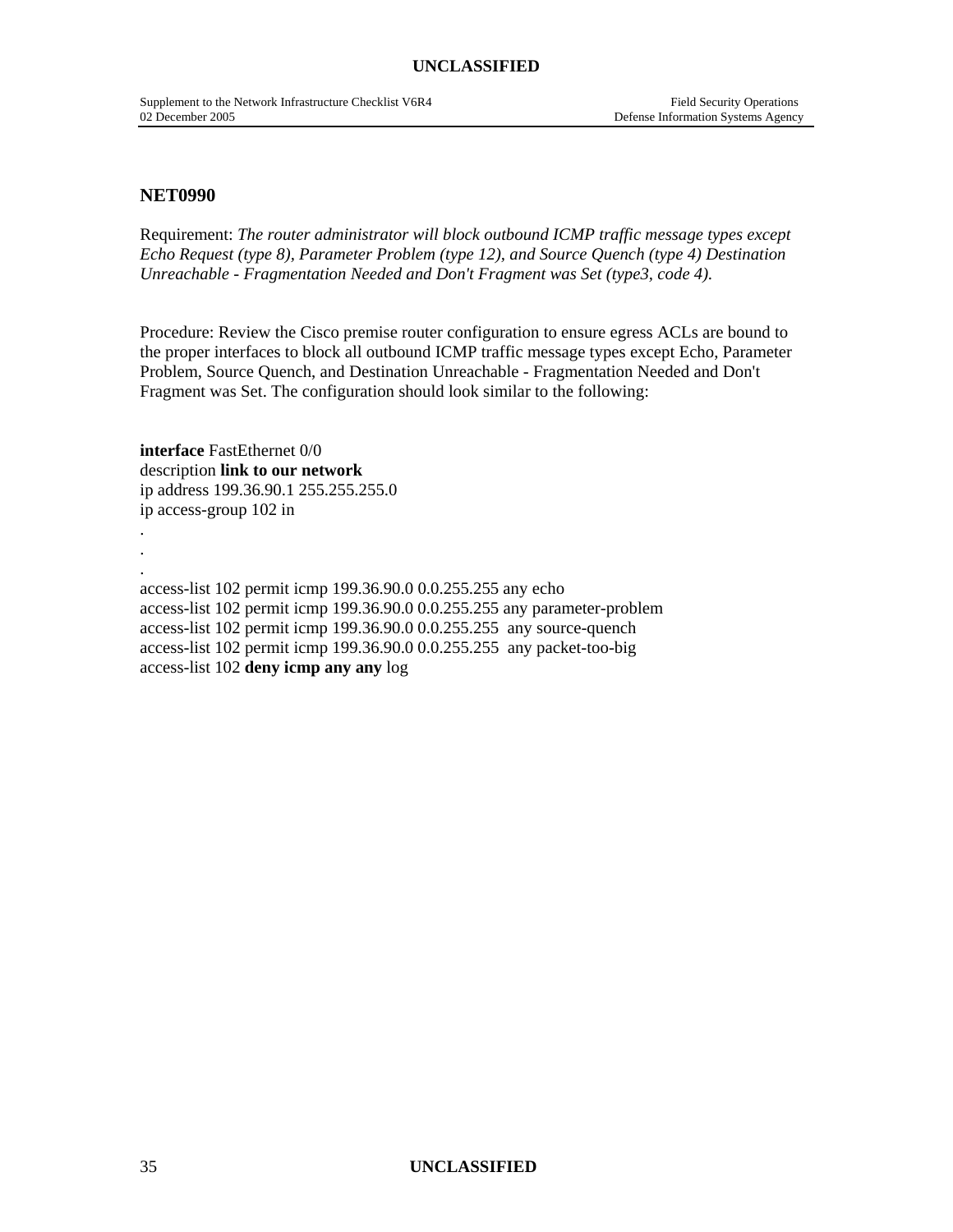## NET0990

Requirement: *The router administrator will block outbound ICMP traffic message types except Echo Request (type 8), Parameter Problem (type 12), and Source Quench (type 4) Destination Unreachable - Fragmentation Needed and Don't Fragment was Set (type3, code 4).*

Procedure: Review the Cisco premise router configuration to ensure egress ACLs are bound to the proper interfaces to block all outbound ICMP traffic message types except Echo, Parameter Problem, Source Quench, and Destination Unreachable - Fragmentation Needed and Don't Fragment was Set. The configuration should look similar to the following:

```
interface FastEthernet 0/0
description link to our network
ip address 199.36.90.1 255.255.255.0
ip access-group 102 in
.
.
.
access-list 102 permit icmp 199.36.90.0 0.0.255.255 any echo
access-list 102 permit icmp 199.36.90.0 0.0.255.255 any parameter-problem
access-list 102 permit icmp 199.36.90.0 0.0.255.255  any source-quench
access-list 102 permit icmp 199.36.90.0 0.0.255.255  any packet-too-big
access-list 102 deny icmp any any log
```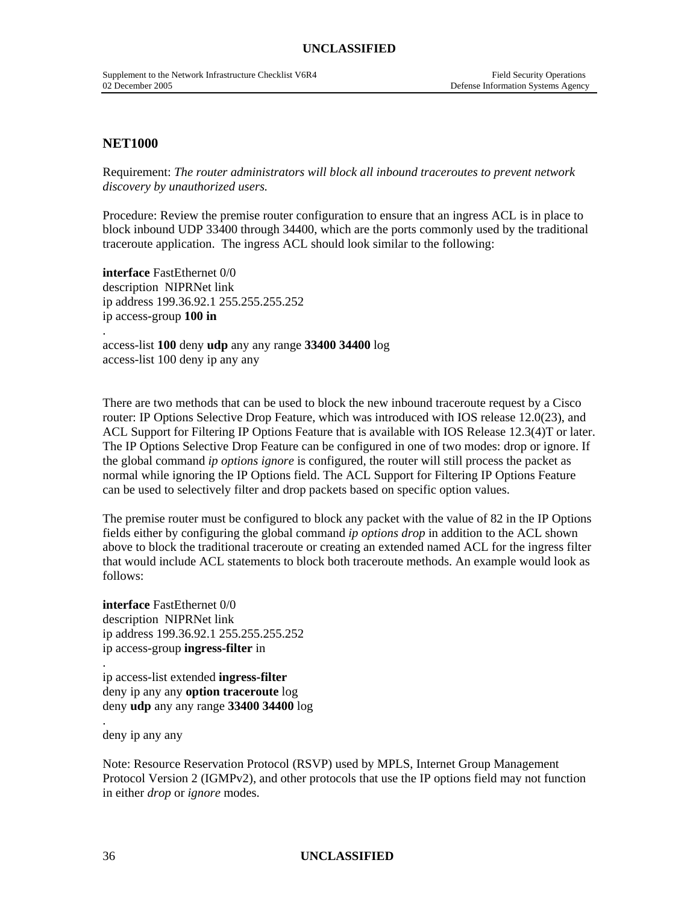## NET1000

Requirement: *The router administrators will block all inbound traceroutes to prevent network discovery by unauthorized users.*

Procedure: Review the premise router configuration to ensure that an ingress ACL is in place to block inbound UDP 33400 through 34400, which are the ports commonly used by the traditional traceroute application. The ingress ACL should look similar to the following:

```
interface FastEthernet 0/0
description  NIPRNet link
ip address 199.36.92.1 255.255.255.252
ip access-group 100 in
.
access-list 100 deny udp any any range 33400 34400 log
access-list 100 deny ip any any
```

There are two methods that can be used to block the new inbound traceroute request by a Cisco router: IP Options Selective Drop Feature, which was introduced with IOS release 12.0(23), and ACL Support for Filtering IP Options Feature that is available with IOS Release 12.3(4)T or later. The IP Options Selective Drop Feature can be configured in one of two modes: drop or ignore. If the global command *ip options ignore* is configured, the router will still process the packet as normal while ignoring the IP Options field. The ACL Support for Filtering IP Options Feature can be used to selectively filter and drop packets based on specific option values.

The premise router must be configured to block any packet with the value of 82 in the IP Options fields either by configuring the global command *ip options drop* in addition to the ACL shown above to block the traditional traceroute or creating an extended named ACL for the ingress filter that would include ACL statements to block both traceroute methods. An example would look as follows:

```
interface FastEthernet 0/0
description  NIPRNet link
ip address 199.36.92.1 255.255.255.252
ip access-group ingress-filter in
.
ip access-list extended ingress-filter
deny ip any any option traceroute log
deny udp any any range 33400 34400 log
.
deny ip any any
```

Note: Resource Reservation Protocol (RSVP) used by MPLS, Internet Group Management Protocol Version 2 (IGMPv2), and other protocols that use the IP options field may not function in either *drop* or *ignore* modes.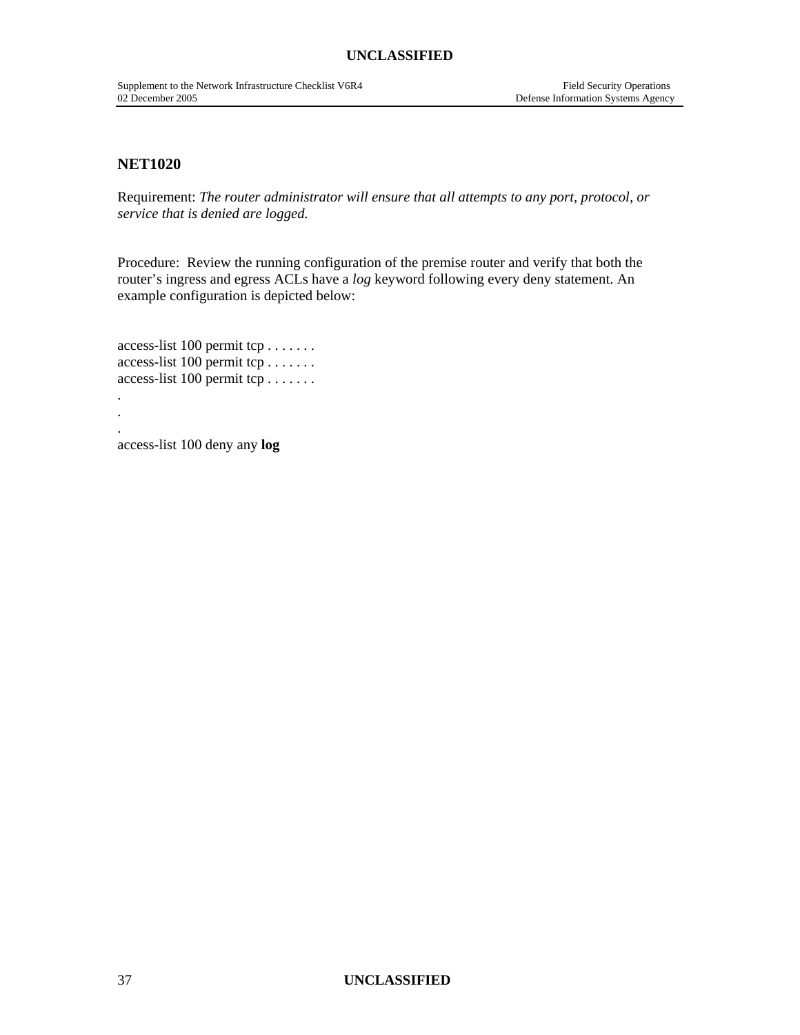## NET1020

Requirement: *The router administrator will ensure that all attempts to any port, protocol, or service that is denied are logged.*

Procedure: Review the running configuration of the premise router and verify that both the router's ingress and egress ACLs have a *log* keyword following every deny statement. An example configuration is depicted below:

access-list 100 permit tcp . . . . . . .
access-list 100 permit tcp . . . . . . .
access-list 100 permit tcp . . . . . . .
.
.
.
access-list 100 deny any **log**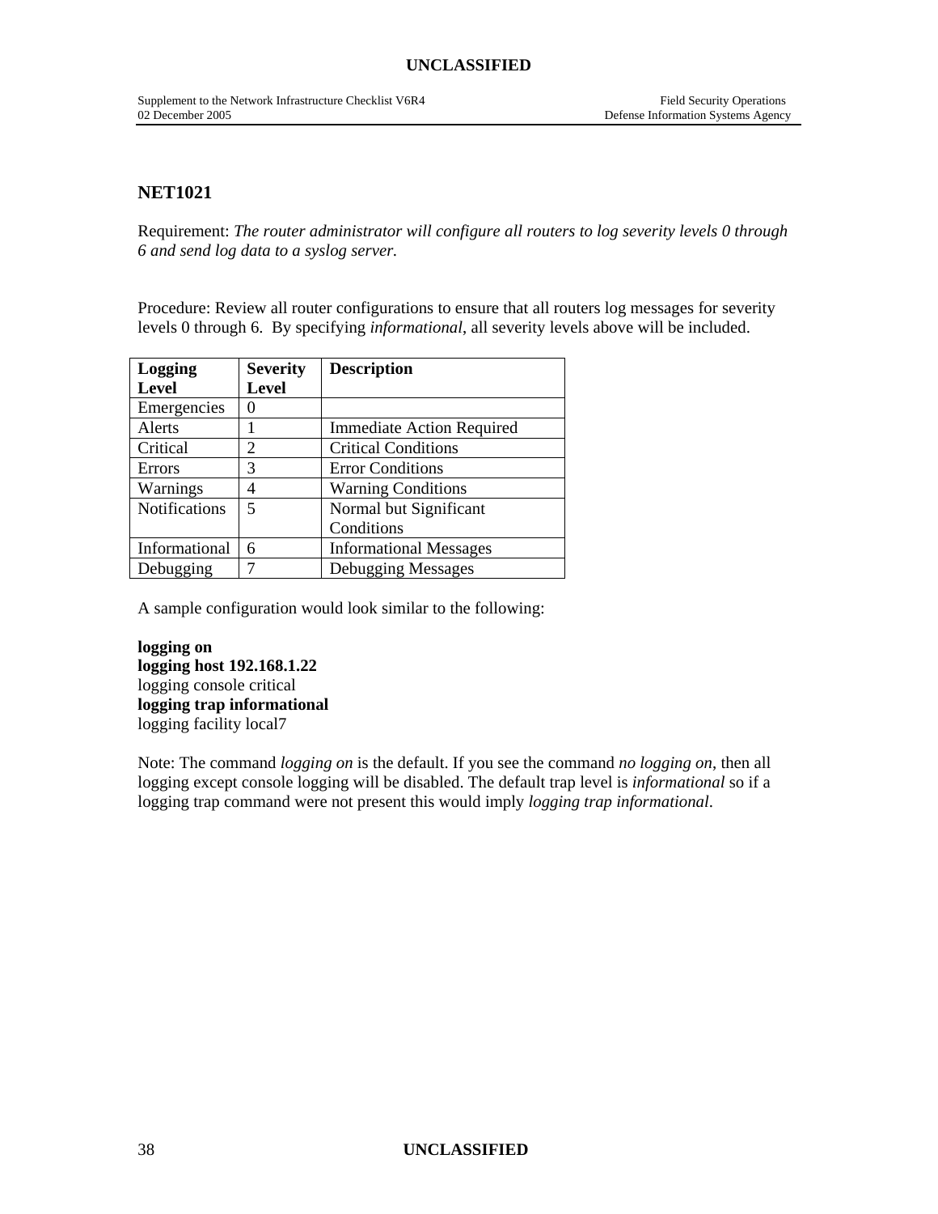## NET1021

Requirement: *The router administrator will configure all routers to log severity levels 0 through 6 and send log data to a syslog server.*

Procedure: Review all router configurations to ensure that all routers log messages for severity levels 0 through 6. By specifying *informational*, all severity levels above will be included.

| Logging Level | Severity Level | Description |
|---|---|---|
| Emergencies | 0 | |
| Alerts | 1 | Immediate Action Required |
| Critical | 2 | Critical Conditions |
| Errors | 3 | Error Conditions |
| Warnings | 4 | Warning Conditions |
| Notifications | 5 | Normal but Significant Conditions |
| Informational | 6 | Informational Messages |
| Debugging | 7 | Debugging Messages |

A sample configuration would look similar to the following:

**logging on**
**logging host 192.168.1.22**
logging console critical
**logging trap informational**
logging facility local7

Note: The command *logging on* is the default. If you see the command *no logging on*, then all logging except console logging will be disabled. The default trap level is *informational* so if a logging trap command were not present this would imply *logging trap informational*.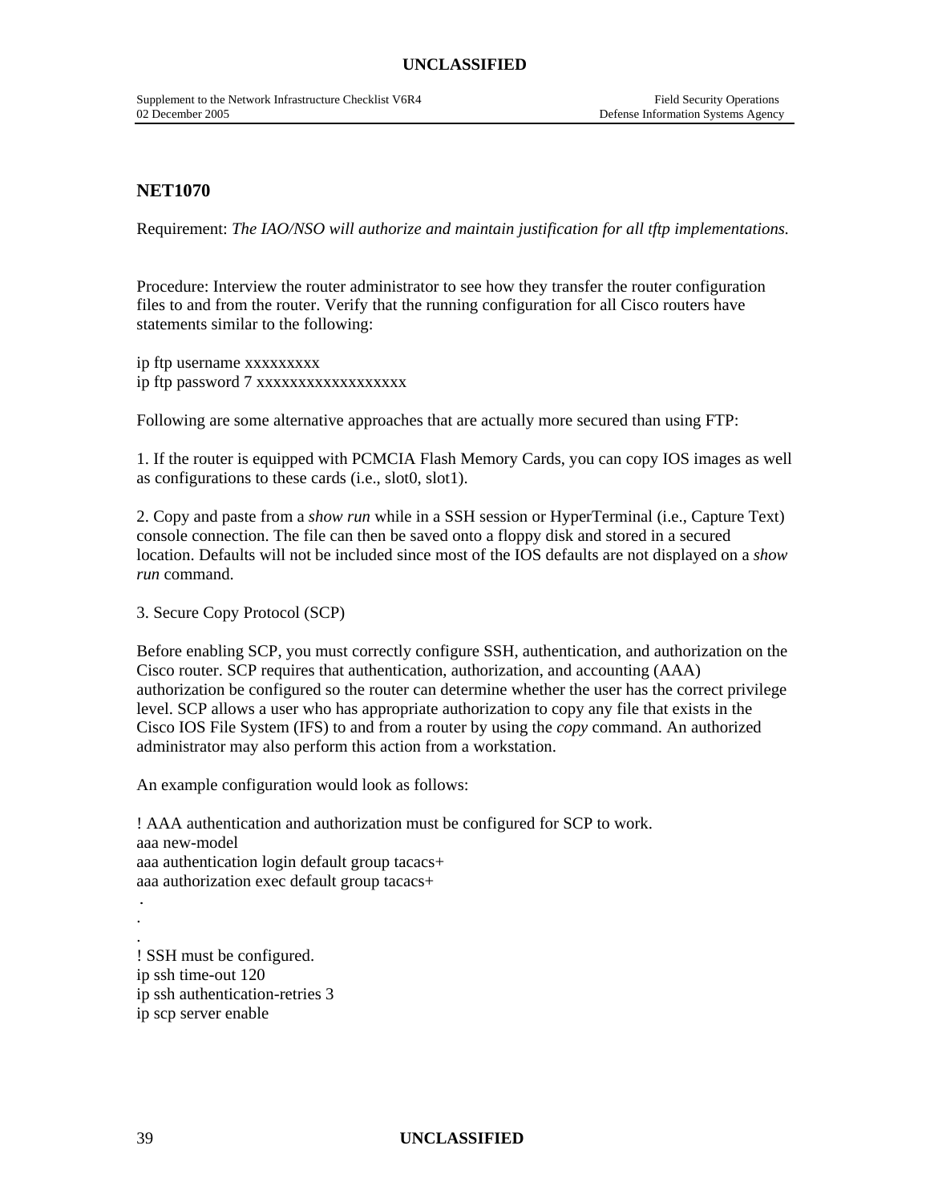## NET1070

Requirement: *The IAO/NSO will authorize and maintain justification for all tftp implementations.*

Procedure: Interview the router administrator to see how they transfer the router configuration files to and from the router. Verify that the running configuration for all Cisco routers have statements similar to the following:

```
ip ftp username xxxxxxxxx
ip ftp password 7 xxxxxxxxxxxxxxxxxx
```

Following are some alternative approaches that are actually more secured than using FTP:

1. If the router is equipped with PCMCIA Flash Memory Cards, you can copy IOS images as well as configurations to these cards (i.e., slot0, slot1).

2. Copy and paste from a *show run* while in a SSH session or HyperTerminal (i.e., Capture Text) console connection. The file can then be saved onto a floppy disk and stored in a secured location. Defaults will not be included since most of the IOS defaults are not displayed on a *show run* command.

3. Secure Copy Protocol (SCP)

Before enabling SCP, you must correctly configure SSH, authentication, and authorization on the Cisco router. SCP requires that authentication, authorization, and accounting (AAA) authorization be configured so the router can determine whether the user has the correct privilege level. SCP allows a user who has appropriate authorization to copy any file that exists in the Cisco IOS File System (IFS) to and from a router by using the *copy* command. An authorized administrator may also perform this action from a workstation.

An example configuration would look as follows:

```
! AAA authentication and authorization must be configured for SCP to work.
aaa new-model
aaa authentication login default group tacacs+
aaa authorization exec default group tacacs+
 .
.
.
! SSH must be configured.
ip ssh time-out 120
ip ssh authentication-retries 3
ip scp server enable
```